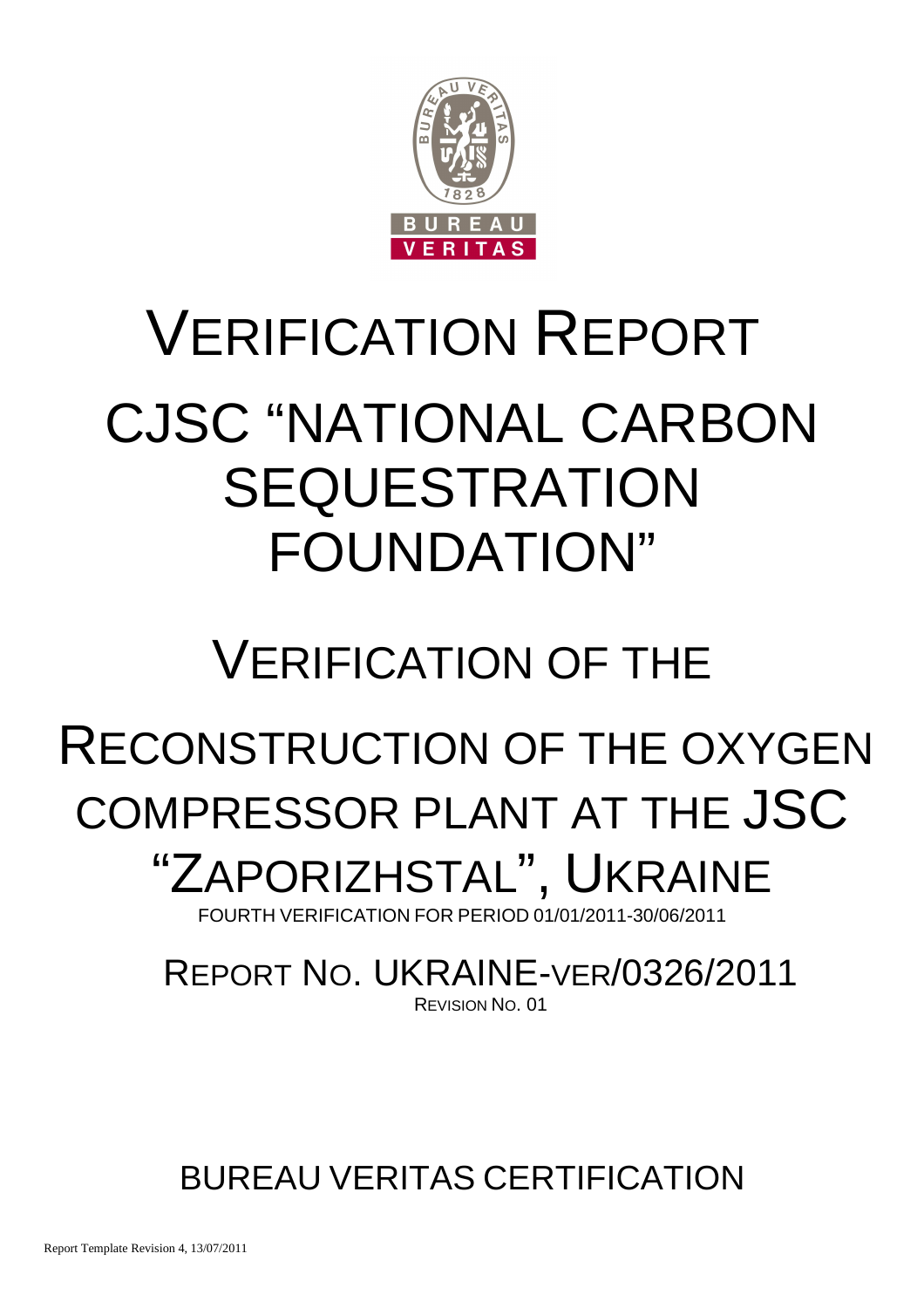# VERIFICATION REPORT

# CJSC "NATIONAL CARBON SEQUESTRATION FOUNDATION"

# VERIFICATION OF THE

# RECONSTRUCTION OF THE OXYGEN COMPRESSOR PLANT AT THE JSC "ZAPORIZHSTAL", UKRAINE

FOURTH VERIFICATION FOR PERIOD 01/01/2011-30/06/2011

## REPORT NO. UKRAINE-VER/0326/2011

REVISION NO. 01

## BUREAU VERITAS CERTIFICATION

Report Template Revision 4, 13/07/2011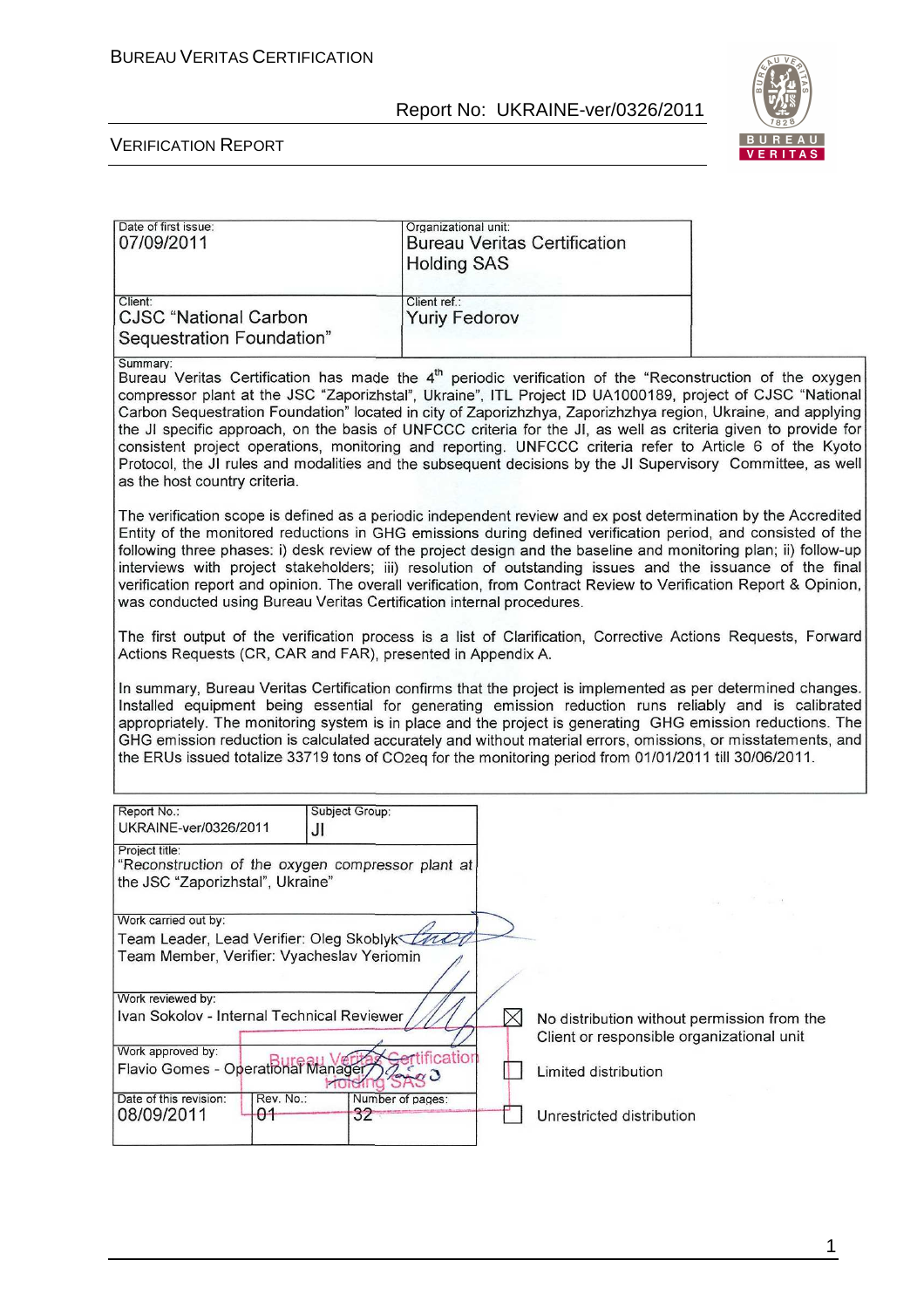| Date of first issue: | Organizational unit: |
|---|---|
| 07/09/2011 | Bureau Veritas Certification Holding SAS |
| Client: | Client ref.: |
| CJSC "National Carbon Sequestration Foundation" | Yuriy Fedorov |

**Summary:**

Bureau Veritas Certification has made the 4[th] periodic verification of the "Reconstruction of the oxygen compressor plant at the JSC "Zaporizhstal", Ukraine", ITL Project ID UA1000189, project of CJSC "National Carbon Sequestration Foundation" located in city of Zaporizhzhya, Zaporizhzhya region, Ukraine, and applying the JI specific approach, on the basis of UNFCCC criteria for the JI, as well as criteria given to provide for consistent project operations, monitoring and reporting. UNFCCC criteria refer to Article 6 of the Kyoto Protocol, the JI rules and modalities and the subsequent decisions by the JI Supervisory Committee, as well as the host country criteria.

The verification scope is defined as a periodic independent review and ex post determination by the Accredited Entity of the monitored reductions in GHG emissions during defined verification period, and consisted of the following three phases: i) desk review of the project design and the baseline and monitoring plan; ii) follow-up interviews with project stakeholders; iii) resolution of outstanding issues and the issuance of the final verification report and opinion. The overall verification, from Contract Review to Verification Report & Opinion, was conducted using Bureau Veritas Certification internal procedures.

The first output of the verification process is a list of Clarification, Corrective Actions Requests, Forward Actions Requests (CR, CAR and FAR), presented in Appendix A.

In summary, Bureau Veritas Certification confirms that the project is implemented as per determined changes. Installed equipment being essential for generating emission reduction runs reliably and is calibrated appropriately. The monitoring system is in place and the project is generating GHG emission reductions. The GHG emission reduction is calculated accurately and without material errors, omissions, or misstatements, and the ERUs issued totalize 33719 tons of $CO_{2}eq$ for the monitoring period from 01/01/2011 till 30/06/2011.

| Report No.: | Subject Group: |
|---|---|
| UKRAINE-ver/0326/2011 | JI |

**Project title:**
"Reconstruction of the oxygen compressor plant at the JSC "Zaporizhstal", Ukraine"

**Work carried out by:**
Team Leader, Lead Verifier: Oleg Skoblyk
Team Member, Verifier: Vyacheslav Yeriomin

**Work reviewed by:**
Ivan Sokolov - Internal Technical Reviewer

**Work approved by:**
Flavio Gomes - Operational Manager

| Date of this revision: | Rev. No.: | Number of pages: |
|---|---|---|
| 08/09/2011 | 01 | 32 |

- [x] No distribution without permission from the Client or responsible organizational unit
- [ ] Limited distribution
- [ ] Unrestricted distribution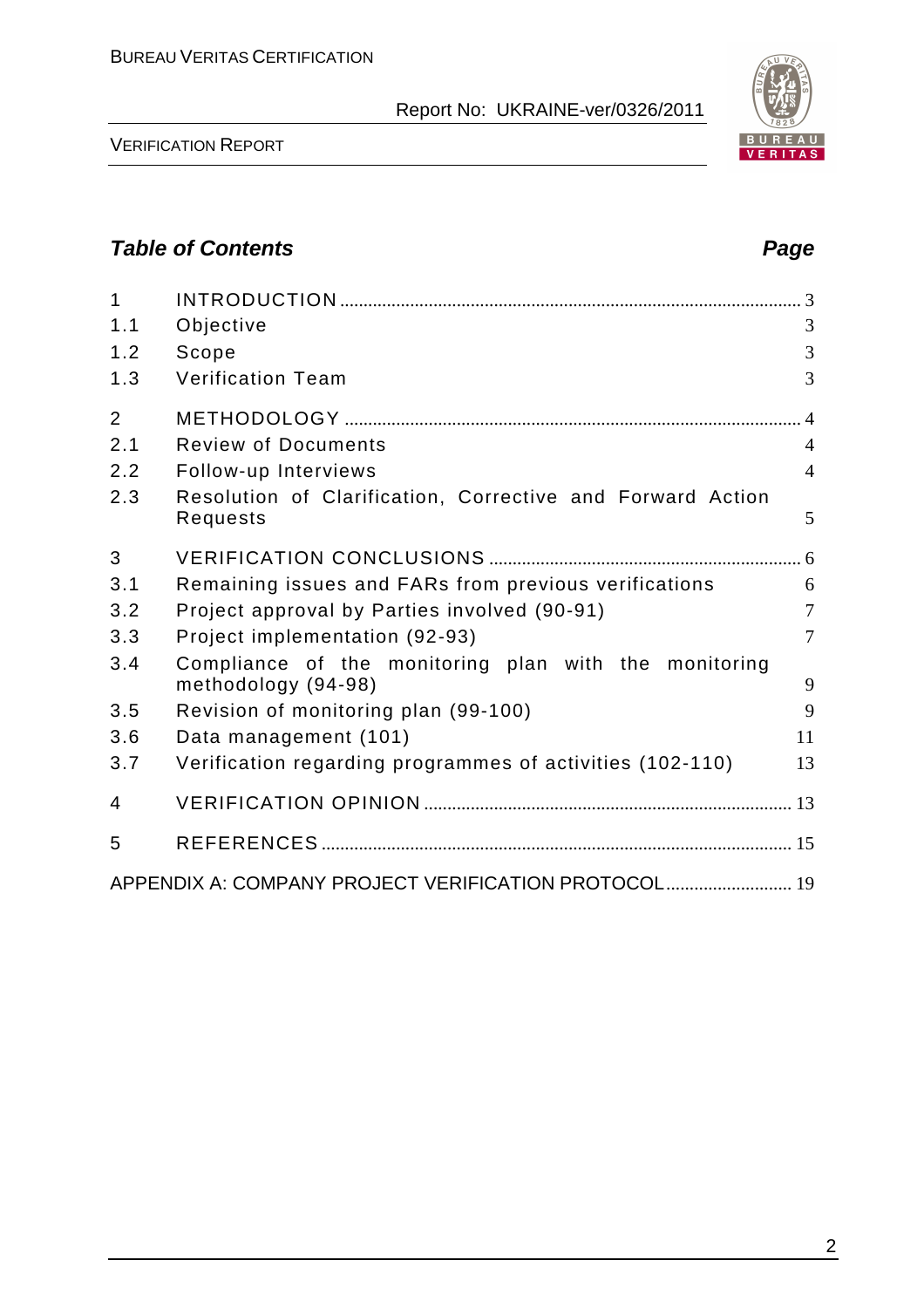## Table of Contents

| | | Page |
|---|---|---|
| 1 | INTRODUCTION | 3 |
| 1.1 | Objective | 3 |
| 1.2 | Scope | 3 |
| 1.3 | Verification Team | 3 |
| 2 | METHODOLOGY | 4 |
| 2.1 | Review of Documents | 4 |
| 2.2 | Follow-up Interviews | 4 |
| 2.3 | Resolution of Clarification, Corrective and Forward Action Requests | 5 |
| 3 | VERIFICATION CONCLUSIONS | 6 |
| 3.1 | Remaining issues and FARs from previous verifications | 6 |
| 3.2 | Project approval by Parties involved (90-91) | 7 |
| 3.3 | Project implementation (92-93) | 7 |
| 3.4 | Compliance of the monitoring plan with the monitoring methodology (94-98) | 9 |
| 3.5 | Revision of monitoring plan (99-100) | 9 |
| 3.6 | Data management (101) | 11 |
| 3.7 | Verification regarding programmes of activities (102-110) | 13 |
| 4 | VERIFICATION OPINION | 13 |
| 5 | REFERENCES | 15 |
| | APPENDIX A: COMPANY PROJECT VERIFICATION PROTOCOL | 19 |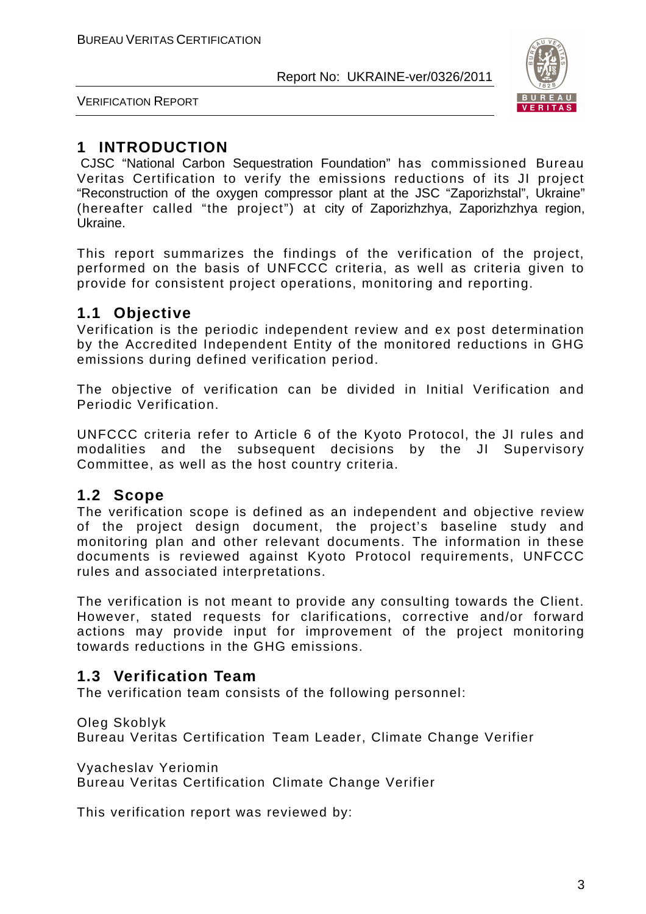# 1 INTRODUCTION

CJSC "National Carbon Sequestration Foundation" has commissioned Bureau Veritas Certification to verify the emissions reductions of its JI project "Reconstruction of the oxygen compressor plant at the JSC "Zaporizhstal", Ukraine" (hereafter called "the project") at city of Zaporizhzhya, Zaporizhzhya region, Ukraine.

This report summarizes the findings of the verification of the project, performed on the basis of UNFCCC criteria, as well as criteria given to provide for consistent project operations, monitoring and reporting.

## 1.1 Objective

Verification is the periodic independent review and ex post determination by the Accredited Independent Entity of the monitored reductions in GHG emissions during defined verification period.

The objective of verification can be divided in Initial Verification and Periodic Verification.

UNFCCC criteria refer to Article 6 of the Kyoto Protocol, the JI rules and modalities and the subsequent decisions by the JI Supervisory Committee, as well as the host country criteria.

## 1.2 Scope

The verification scope is defined as an independent and objective review of the project design document, the project's baseline study and monitoring plan and other relevant documents. The information in these documents is reviewed against Kyoto Protocol requirements, UNFCCC rules and associated interpretations.

The verification is not meant to provide any consulting towards the Client. However, stated requests for clarifications, corrective and/or forward actions may provide input for improvement of the project monitoring towards reductions in the GHG emissions.

## 1.3 Verification Team

The verification team consists of the following personnel:

Oleg Skoblyk
Bureau Veritas Certification Team Leader, Climate Change Verifier

Vyacheslav Yeriomin
Bureau Veritas Certification Climate Change Verifier

This verification report was reviewed by: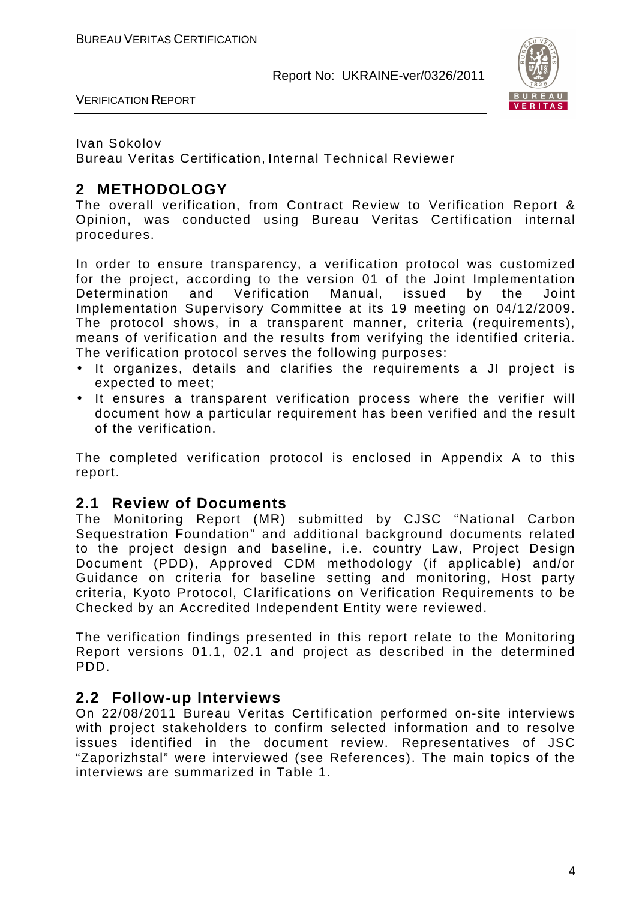Ivan Sokolov
Bureau Veritas Certification, Internal Technical Reviewer

# 2 METHODOLOGY

The overall verification, from Contract Review to Verification Report & Opinion, was conducted using Bureau Veritas Certification internal procedures.

In order to ensure transparency, a verification protocol was customized for the project, according to the version 01 of the Joint Implementation Determination and Verification Manual, issued by the Joint Implementation Supervisory Committee at its 19 meeting on 04/12/2009. The protocol shows, in a transparent manner, criteria (requirements), means of verification and the results from verifying the identified criteria. The verification protocol serves the following purposes:

- It organizes, details and clarifies the requirements a JI project is expected to meet;
- It ensures a transparent verification process where the verifier will document how a particular requirement has been verified and the result of the verification.

The completed verification protocol is enclosed in Appendix A to this report.

## 2.1 Review of Documents

The Monitoring Report (MR) submitted by CJSC "National Carbon Sequestration Foundation" and additional background documents related to the project design and baseline, i.e. country Law, Project Design Document (PDD), Approved CDM methodology (if applicable) and/or Guidance on criteria for baseline setting and monitoring, Host party criteria, Kyoto Protocol, Clarifications on Verification Requirements to be Checked by an Accredited Independent Entity were reviewed.

The verification findings presented in this report relate to the Monitoring Report versions 01.1, 02.1 and project as described in the determined PDD.

## 2.2 Follow-up Interviews

On 22/08/2011 Bureau Veritas Certification performed on-site interviews with project stakeholders to confirm selected information and to resolve issues identified in the document review. Representatives of JSC "Zaporizhstal" were interviewed (see References). The main topics of the interviews are summarized in Table 1.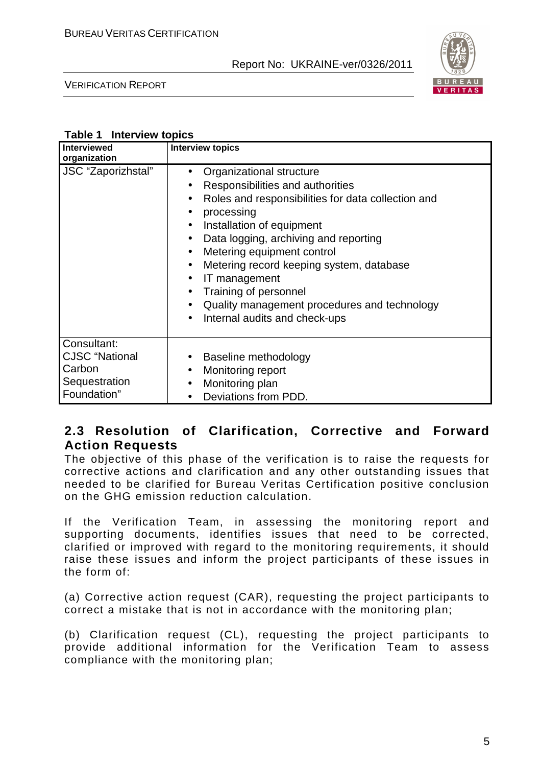**Table 1 Interview topics**

| Interviewed organization | Interview topics |
|---|---|
| JSC "Zaporizhstal" | • Organizational structure<br>• Responsibilities and authorities<br>• Roles and responsibilities for data collection and<br>• processing<br>• Installation of equipment<br>• Data logging, archiving and reporting<br>• Metering equipment control<br>• Metering record keeping system, database<br>• IT management<br>• Training of personnel<br>• Quality management procedures and technology<br>• Internal audits and check-ups |
| Consultant: CJSC "National Carbon Sequestration Foundation" | • Baseline methodology<br>• Monitoring report<br>• Monitoring plan<br>• Deviations from PDD. |

## 2.3 Resolution of Clarification, Corrective and Forward Action Requests

The objective of this phase of the verification is to raise the requests for corrective actions and clarification and any other outstanding issues that needed to be clarified for Bureau Veritas Certification positive conclusion on the GHG emission reduction calculation.

If the Verification Team, in assessing the monitoring report and supporting documents, identifies issues that need to be corrected, clarified or improved with regard to the monitoring requirements, it should raise these issues and inform the project participants of these issues in the form of:

(a) Corrective action request (CAR), requesting the project participants to correct a mistake that is not in accordance with the monitoring plan;

(b) Clarification request (CL), requesting the project participants to provide additional information for the Verification Team to assess compliance with the monitoring plan;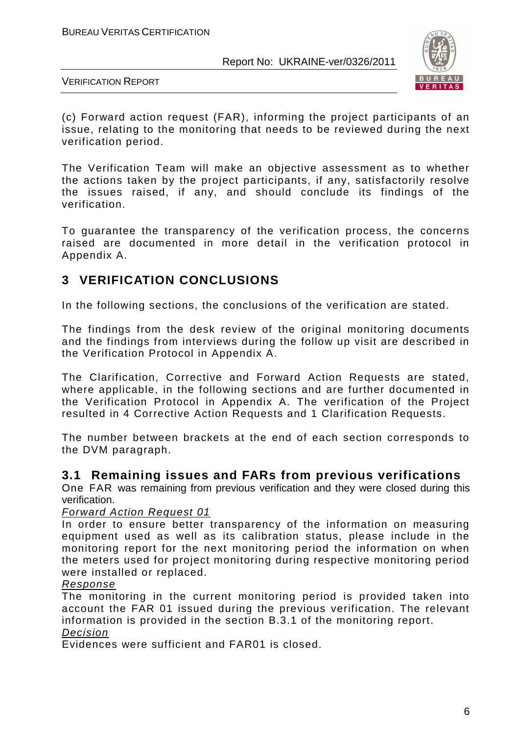(c) Forward action request (FAR), informing the project participants of an issue, relating to the monitoring that needs to be reviewed during the next verification period.

The Verification Team will make an objective assessment as to whether the actions taken by the project participants, if any, satisfactorily resolve the issues raised, if any, and should conclude its findings of the verification.

To guarantee the transparency of the verification process, the concerns raised are documented in more detail in the verification protocol in Appendix A.

# 3 VERIFICATION CONCLUSIONS

In the following sections, the conclusions of the verification are stated.

The findings from the desk review of the original monitoring documents and the findings from interviews during the follow up visit are described in the Verification Protocol in Appendix A.

The Clarification, Corrective and Forward Action Requests are stated, where applicable, in the following sections and are further documented in the Verification Protocol in Appendix A. The verification of the Project resulted in 4 Corrective Action Requests and 1 Clarification Requests.

The number between brackets at the end of each section corresponds to the DVM paragraph.

## 3.1 Remaining issues and FARs from previous verifications

One FAR was remaining from previous verification and they were closed during this verification.

<u>Forward Action Request 01</u>

In order to ensure better transparency of the information on measuring equipment used as well as its calibration status, please include in the monitoring report for the next monitoring period the information on when the meters used for project monitoring during respective monitoring period were installed or replaced.

<u>Response</u>

The monitoring in the current monitoring period is provided taken into account the FAR 01 issued during the previous verification. The relevant information is provided in the section B.3.1 of the monitoring report.

<u>Decision</u>

Evidences were sufficient and FAR01 is closed.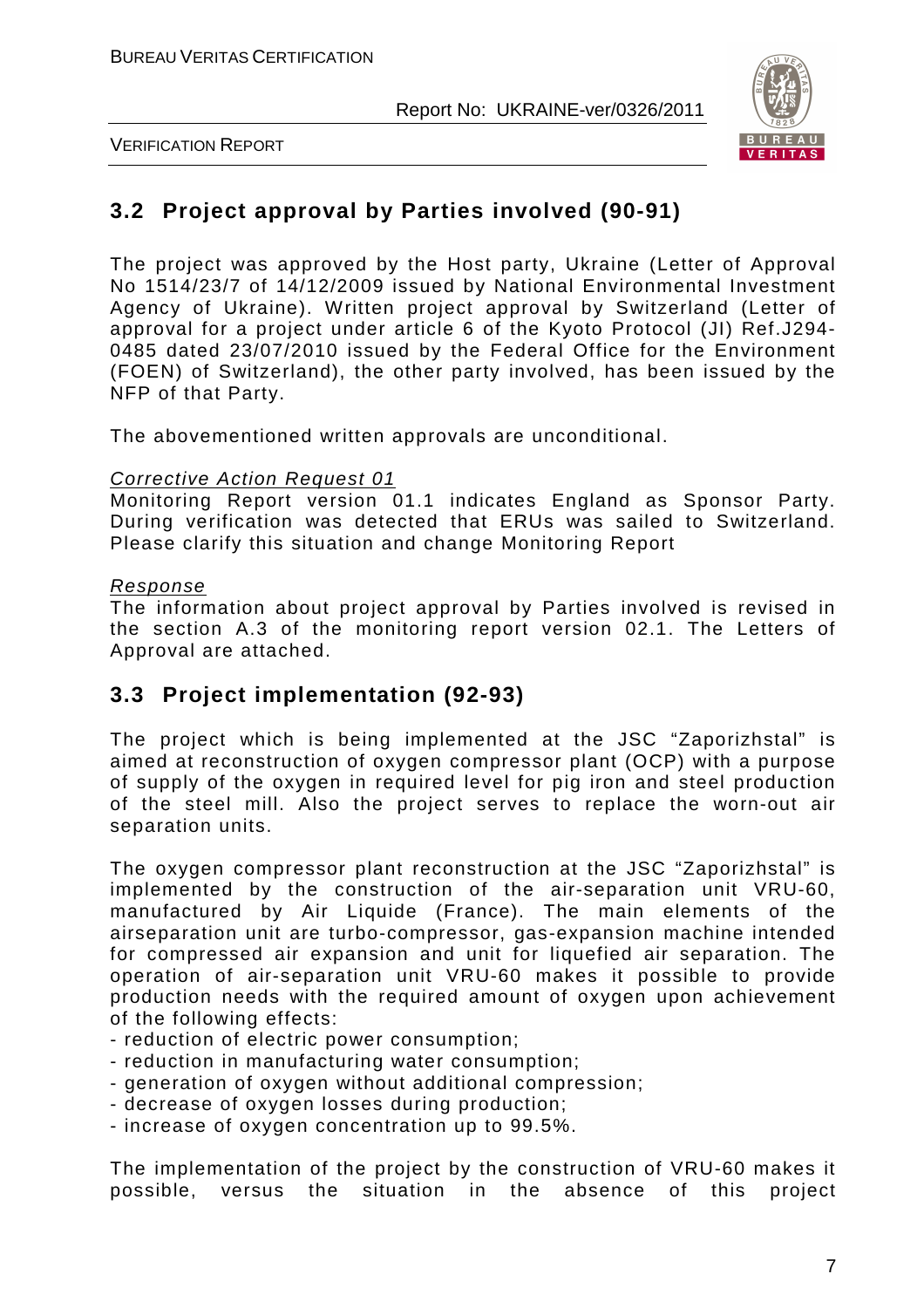## 3.2 Project approval by Parties involved (90-91)

The project was approved by the Host party, Ukraine (Letter of Approval No 1514/23/7 of 14/12/2009 issued by National Environmental Investment Agency of Ukraine). Written project approval by Switzerland (Letter of approval for a project under article 6 of the Kyoto Protocol (JI) Ref.J294-0485 dated 23/07/2010 issued by the Federal Office for the Environment (FOEN) of Switzerland), the other party involved, has been issued by the NFP of that Party.

The abovementioned written approvals are unconditional.

*Corrective Action Request 01*

Monitoring Report version 01.1 indicates England as Sponsor Party. During verification was detected that ERUs was sailed to Switzerland. Please clarify this situation and change Monitoring Report

*Response*

The information about project approval by Parties involved is revised in the section A.3 of the monitoring report version 02.1. The Letters of Approval are attached.

## 3.3 Project implementation (92-93)

The project which is being implemented at the JSC "Zaporizhstal" is aimed at reconstruction of oxygen compressor plant (OCP) with a purpose of supply of the oxygen in required level for pig iron and steel production of the steel mill. Also the project serves to replace the worn-out air separation units.

The oxygen compressor plant reconstruction at the JSC "Zaporizhstal" is implemented by the construction of the air-separation unit VRU-60, manufactured by Air Liquide (France). The main elements of the airseparation unit are turbo-compressor, gas-expansion machine intended for compressed air expansion and unit for liquefied air separation. The operation of air-separation unit VRU-60 makes it possible to provide production needs with the required amount of oxygen upon achievement of the following effects:

- reduction of electric power consumption;
- reduction in manufacturing water consumption;
- generation of oxygen without additional compression;
- decrease of oxygen losses during production;
- increase of oxygen concentration up to 99.5%.

The implementation of the project by the construction of VRU-60 makes it possible, versus the situation in the absence of this project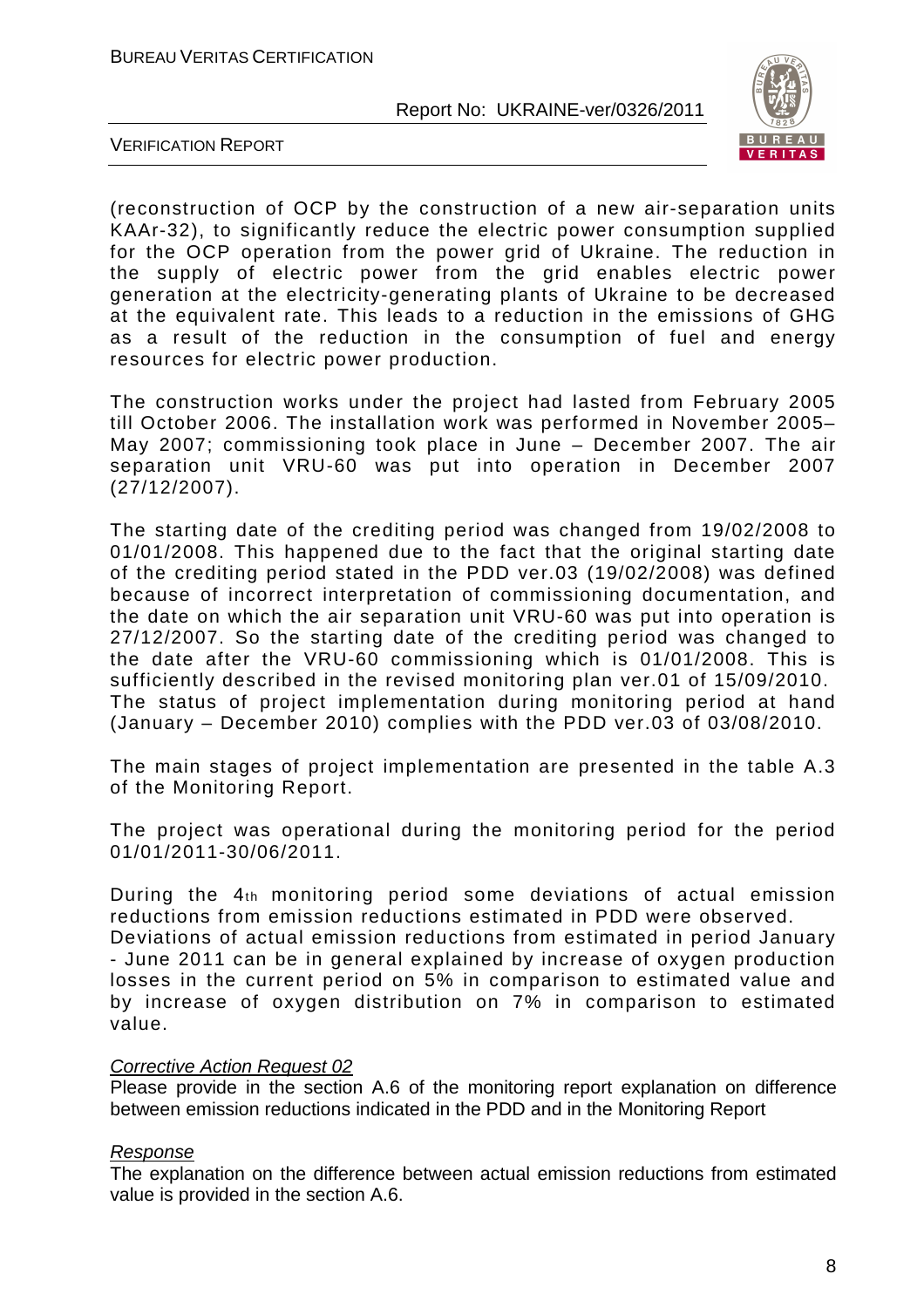(reconstruction of OCP by the construction of a new air-separation units KAAr-32), to significantly reduce the electric power consumption supplied for the OCP operation from the power grid of Ukraine. The reduction in the supply of electric power from the grid enables electric power generation at the electricity-generating plants of Ukraine to be decreased at the equivalent rate. This leads to a reduction in the emissions of GHG as a result of the reduction in the consumption of fuel and energy resources for electric power production.

The construction works under the project had lasted from February 2005 till October 2006. The installation work was performed in November 2005–May 2007; commissioning took place in June – December 2007. The air separation unit VRU-60 was put into operation in December 2007 (27/12/2007).

The starting date of the crediting period was changed from 19/02/2008 to 01/01/2008. This happened due to the fact that the original starting date of the crediting period stated in the PDD ver.03 (19/02/2008) was defined because of incorrect interpretation of commissioning documentation, and the date on which the air separation unit VRU-60 was put into operation is 27/12/2007. So the starting date of the crediting period was changed to the date after the VRU-60 commissioning which is 01/01/2008. This is sufficiently described in the revised monitoring plan ver.01 of 15/09/2010. The status of project implementation during monitoring period at hand (January – December 2010) complies with the PDD ver.03 of 03/08/2010.

The main stages of project implementation are presented in the table A.3 of the Monitoring Report.

The project was operational during the monitoring period for the period 01/01/2011-30/06/2011.

During the 4th monitoring period some deviations of actual emission reductions from emission reductions estimated in PDD were observed. Deviations of actual emission reductions from estimated in period January - June 2011 can be in general explained by increase of oxygen production losses in the current period on 5% in comparison to estimated value and by increase of oxygen distribution on 7% in comparison to estimated value.

*Corrective Action Request 02*

Please provide in the section A.6 of the monitoring report explanation on difference between emission reductions indicated in the PDD and in the Monitoring Report

*Response*

The explanation on the difference between actual emission reductions from estimated value is provided in the section A.6.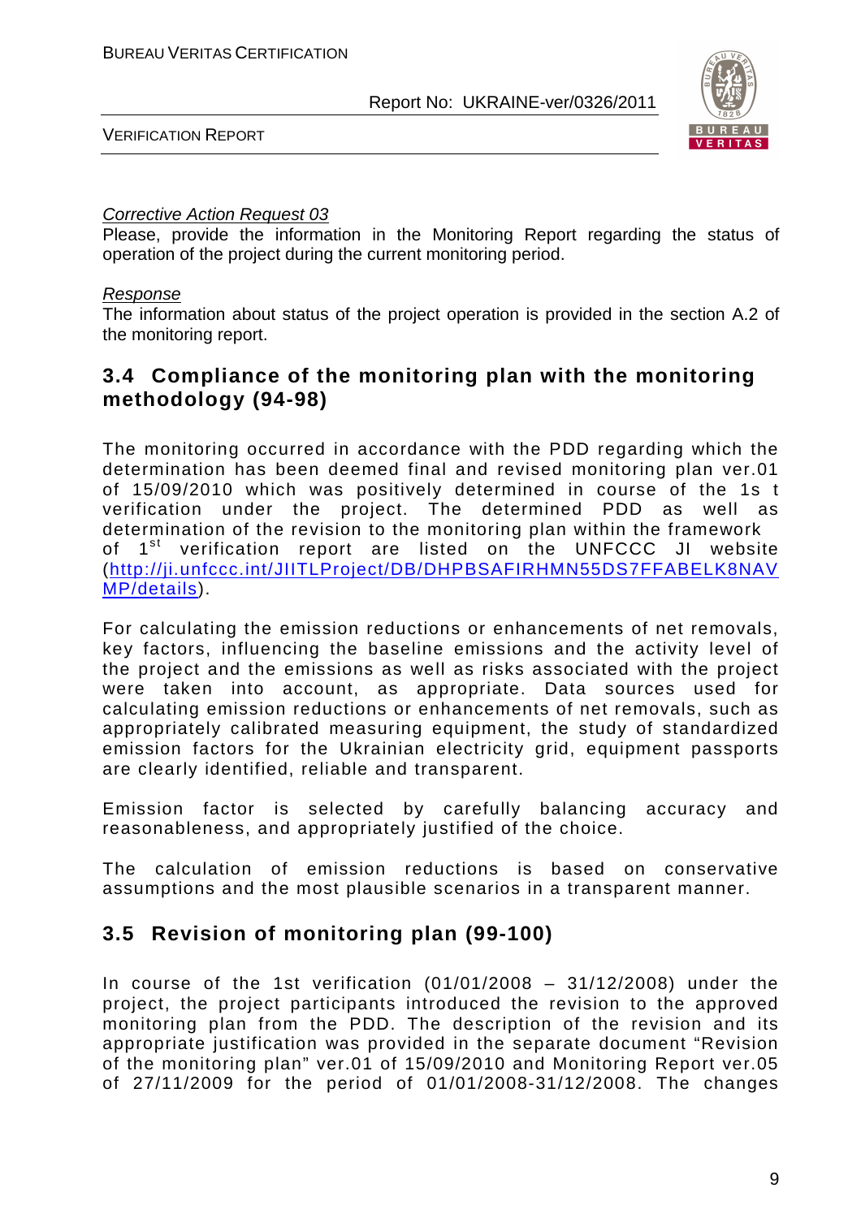*Corrective Action Request 03*

Please, provide the information in the Monitoring Report regarding the status of operation of the project during the current monitoring period.

*Response*

The information about status of the project operation is provided in the section A.2 of the monitoring report.

## 3.4 Compliance of the monitoring plan with the monitoring methodology (94-98)

The monitoring occurred in accordance with the PDD regarding which the determination has been deemed final and revised monitoring plan ver.01 of 15/09/2010 which was positively determined in course of the 1s t verification under the project. The determined PDD as well as determination of the revision to the monitoring plan within the framework of 1[st] verification report are listed on the UNFCCC JI website (http://ji.unfccc.int/JIITLProject/DB/DHPBSAFIRHMN55DS7FFABELK8NAVMP/details).

For calculating the emission reductions or enhancements of net removals, key factors, influencing the baseline emissions and the activity level of the project and the emissions as well as risks associated with the project were taken into account, as appropriate. Data sources used for calculating emission reductions or enhancements of net removals, such as appropriately calibrated measuring equipment, the study of standardized emission factors for the Ukrainian electricity grid, equipment passports are clearly identified, reliable and transparent.

Emission factor is selected by carefully balancing accuracy and reasonableness, and appropriately justified of the choice.

The calculation of emission reductions is based on conservative assumptions and the most plausible scenarios in a transparent manner.

## 3.5 Revision of monitoring plan (99-100)

In course of the 1st verification (01/01/2008 – 31/12/2008) under the project, the project participants introduced the revision to the approved monitoring plan from the PDD. The description of the revision and its appropriate justification was provided in the separate document "Revision of the monitoring plan" ver.01 of 15/09/2010 and Monitoring Report ver.05 of 27/11/2009 for the period of 01/01/2008-31/12/2008. The changes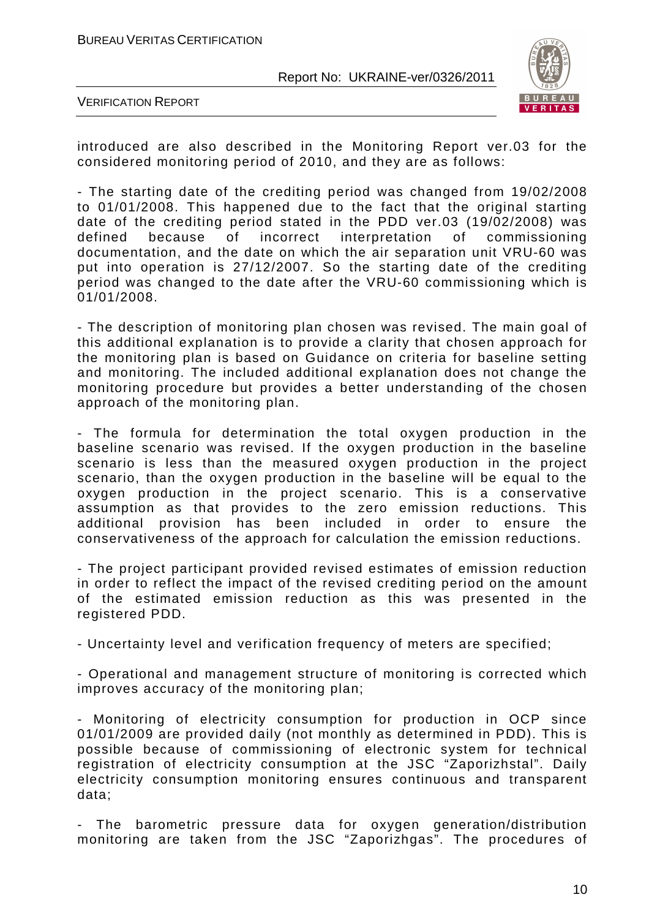introduced are also described in the Monitoring Report ver.03 for the considered monitoring period of 2010, and they are as follows:

- The starting date of the crediting period was changed from 19/02/2008 to 01/01/2008. This happened due to the fact that the original starting date of the crediting period stated in the PDD ver.03 (19/02/2008) was defined because of incorrect interpretation of commissioning documentation, and the date on which the air separation unit VRU-60 was put into operation is 27/12/2007. So the starting date of the crediting period was changed to the date after the VRU-60 commissioning which is 01/01/2008.

- The description of monitoring plan chosen was revised. The main goal of this additional explanation is to provide a clarity that chosen approach for the monitoring plan is based on Guidance on criteria for baseline setting and monitoring. The included additional explanation does not change the monitoring procedure but provides a better understanding of the chosen approach of the monitoring plan.

- The formula for determination the total oxygen production in the baseline scenario was revised. If the oxygen production in the baseline scenario is less than the measured oxygen production in the project scenario, than the oxygen production in the baseline will be equal to the oxygen production in the project scenario. This is a conservative assumption as that provides to the zero emission reductions. This additional provision has been included in order to ensure the conservativeness of the approach for calculation the emission reductions.

- The project participant provided revised estimates of emission reduction in order to reflect the impact of the revised crediting period on the amount of the estimated emission reduction as this was presented in the registered PDD.

- Uncertainty level and verification frequency of meters are specified;

- Operational and management structure of monitoring is corrected which improves accuracy of the monitoring plan;

- Monitoring of electricity consumption for production in OCP since 01/01/2009 are provided daily (not monthly as determined in PDD). This is possible because of commissioning of electronic system for technical registration of electricity consumption at the JSC "Zaporizhstal". Daily electricity consumption monitoring ensures continuous and transparent data;

- The barometric pressure data for oxygen generation/distribution monitoring are taken from the JSC "Zaporizhgas". The procedures of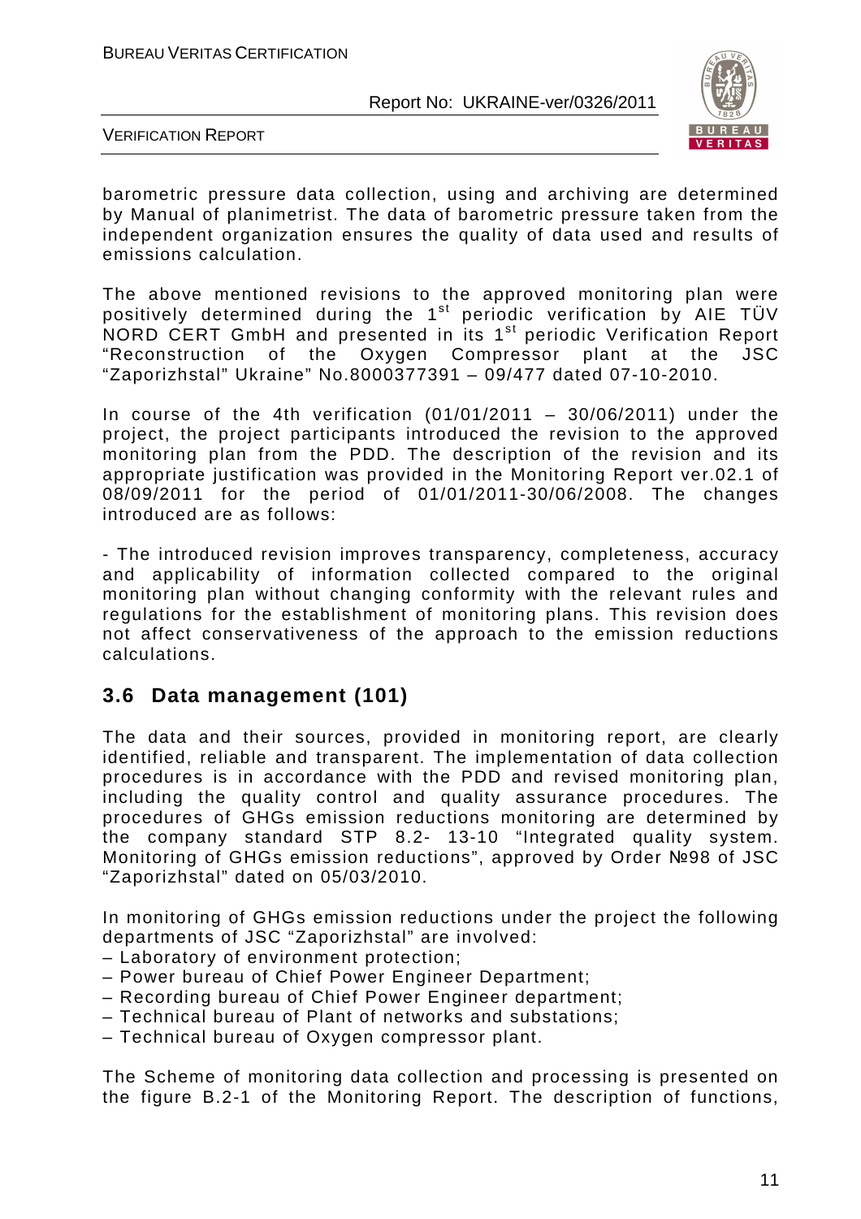barometric pressure data collection, using and archiving are determined by Manual of planimetrist. The data of barometric pressure taken from the independent organization ensures the quality of data used and results of emissions calculation.

The above mentioned revisions to the approved monitoring plan were positively determined during the 1st periodic verification by AIE TÜV NORD CERT GmbH and presented in its 1st periodic Verification Report "Reconstruction of the Oxygen Compressor plant at the JSC "Zaporizhstal" Ukraine" No.8000377391 – 09/477 dated 07-10-2010.

In course of the 4th verification (01/01/2011 – 30/06/2011) under the project, the project participants introduced the revision to the approved monitoring plan from the PDD. The description of the revision and its appropriate justification was provided in the Monitoring Report ver.02.1 of 08/09/2011 for the period of 01/01/2011-30/06/2008. The changes introduced are as follows:

- The introduced revision improves transparency, completeness, accuracy and applicability of information collected compared to the original monitoring plan without changing conformity with the relevant rules and regulations for the establishment of monitoring plans. This revision does not affect conservativeness of the approach to the emission reductions calculations.

## 3.6 Data management (101)

The data and their sources, provided in monitoring report, are clearly identified, reliable and transparent. The implementation of data collection procedures is in accordance with the PDD and revised monitoring plan, including the quality control and quality assurance procedures. The procedures of GHGs emission reductions monitoring are determined by the company standard STP 8.2- 13-10 "Integrated quality system. Monitoring of GHGs emission reductions", approved by Order №98 of JSC "Zaporizhstal" dated on 05/03/2010.

In monitoring of GHGs emission reductions under the project the following departments of JSC "Zaporizhstal" are involved:

– Laboratory of environment protection;
– Power bureau of Chief Power Engineer Department;
– Recording bureau of Chief Power Engineer department;
– Technical bureau of Plant of networks and substations;
– Technical bureau of Oxygen compressor plant.

The Scheme of monitoring data collection and processing is presented on the figure B.2-1 of the Monitoring Report. The description of functions,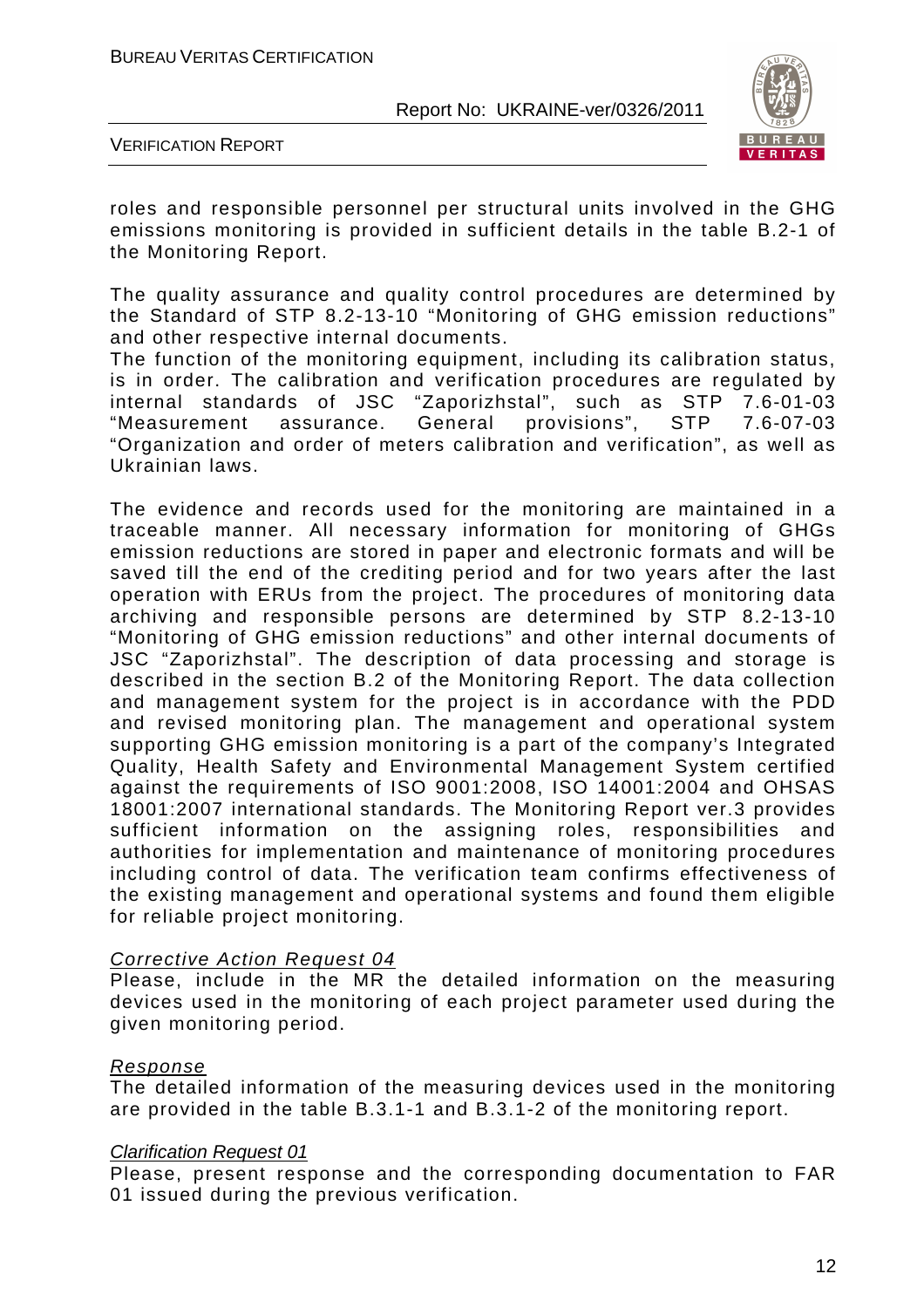roles and responsible personnel per structural units involved in the GHG emissions monitoring is provided in sufficient details in the table B.2-1 of the Monitoring Report.

The quality assurance and quality control procedures are determined by the Standard of STP 8.2-13-10 "Monitoring of GHG emission reductions" and other respective internal documents.
The function of the monitoring equipment, including its calibration status, is in order. The calibration and verification procedures are regulated by internal standards of JSC "Zaporizhstal", such as STP 7.6-01-03 "Measurement assurance. General provisions", STP 7.6-07-03 "Organization and order of meters calibration and verification", as well as Ukrainian laws.

The evidence and records used for the monitoring are maintained in a traceable manner. All necessary information for monitoring of GHGs emission reductions are stored in paper and electronic formats and will be saved till the end of the crediting period and for two years after the last operation with ERUs from the project. The procedures of monitoring data archiving and responsible persons are determined by STP 8.2-13-10 "Monitoring of GHG emission reductions" and other internal documents of JSC "Zaporizhstal". The description of data processing and storage is described in the section B.2 of the Monitoring Report. The data collection and management system for the project is in accordance with the PDD and revised monitoring plan. The management and operational system supporting GHG emission monitoring is a part of the company's Integrated Quality, Health Safety and Environmental Management System certified against the requirements of ISO 9001:2008, ISO 14001:2004 and OHSAS 18001:2007 international standards. The Monitoring Report ver.3 provides sufficient information on the assigning roles, responsibilities and authorities for implementation and maintenance of monitoring procedures including control of data. The verification team confirms effectiveness of the existing management and operational systems and found them eligible for reliable project monitoring.

*Corrective Action Request 04*

Please, include in the MR the detailed information on the measuring devices used in the monitoring of each project parameter used during the given monitoring period.

*Response*

The detailed information of the measuring devices used in the monitoring are provided in the table B.3.1-1 and B.3.1-2 of the monitoring report.

*Clarification Request 01*

Please, present response and the corresponding documentation to FAR 01 issued during the previous verification.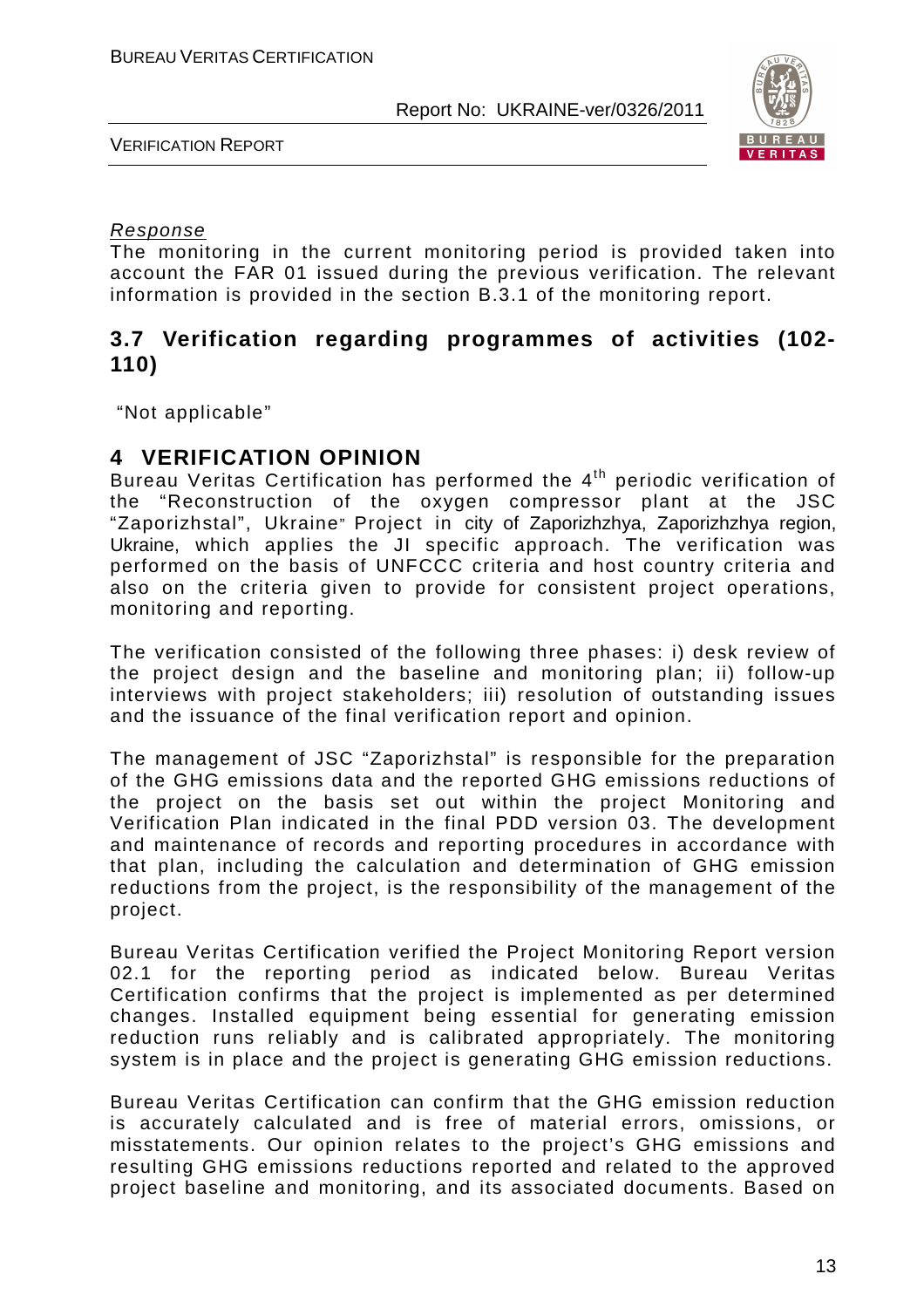*Response*

The monitoring in the current monitoring period is provided taken into account the FAR 01 issued during the previous verification. The relevant information is provided in the section B.3.1 of the monitoring report.

## 3.7 Verification regarding programmes of activities (102-110)

"Not applicable"

# 4 VERIFICATION OPINION

Bureau Veritas Certification has performed the 4th periodic verification of the "Reconstruction of the oxygen compressor plant at the JSC "Zaporizhstal", Ukraine" Project in city of Zaporizhzhya, Zaporizhzhya region, Ukraine, which applies the JI specific approach. The verification was performed on the basis of UNFCCC criteria and host country criteria and also on the criteria given to provide for consistent project operations, monitoring and reporting.

The verification consisted of the following three phases: i) desk review of the project design and the baseline and monitoring plan; ii) follow-up interviews with project stakeholders; iii) resolution of outstanding issues and the issuance of the final verification report and opinion.

The management of JSC "Zaporizhstal" is responsible for the preparation of the GHG emissions data and the reported GHG emissions reductions of the project on the basis set out within the project Monitoring and Verification Plan indicated in the final PDD version 03. The development and maintenance of records and reporting procedures in accordance with that plan, including the calculation and determination of GHG emission reductions from the project, is the responsibility of the management of the project.

Bureau Veritas Certification verified the Project Monitoring Report version 02.1 for the reporting period as indicated below. Bureau Veritas Certification confirms that the project is implemented as per determined changes. Installed equipment being essential for generating emission reduction runs reliably and is calibrated appropriately. The monitoring system is in place and the project is generating GHG emission reductions.

Bureau Veritas Certification can confirm that the GHG emission reduction is accurately calculated and is free of material errors, omissions, or misstatements. Our opinion relates to the project's GHG emissions and resulting GHG emissions reductions reported and related to the approved project baseline and monitoring, and its associated documents. Based on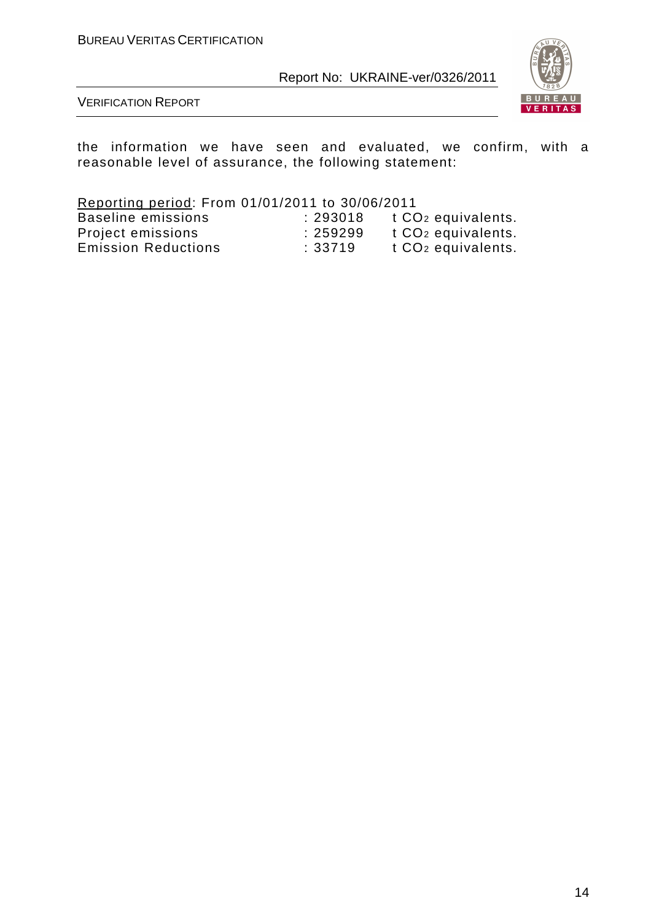the information we have seen and evaluated, we confirm, with a reasonable level of assurance, the following statement:

Reporting period: From 01/01/2011 to 30/06/2011

| | | |
|---|---|---|
| Baseline emissions | : 293018 | t $CO_2$ equivalents. |
| Project emissions | : 259299 | t $CO_2$ equivalents. |
| Emission Reductions | : 33719 | t $CO_2$ equivalents. |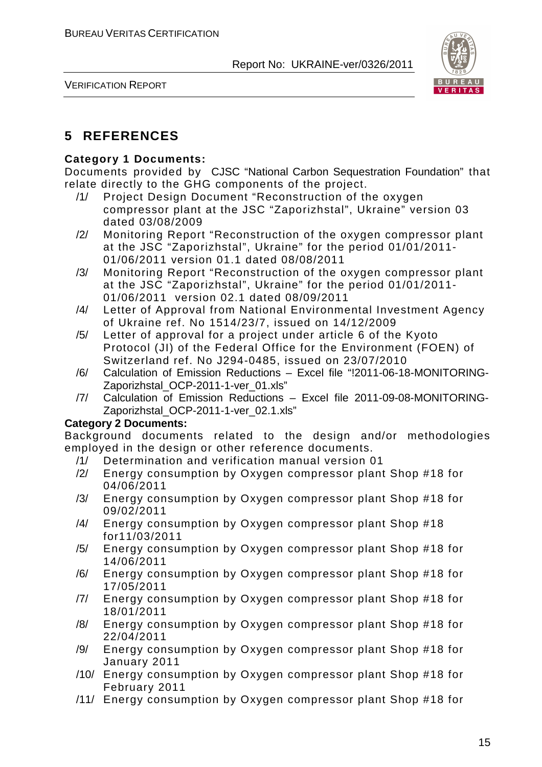# 5 REFERENCES

**Category 1 Documents:**

Documents provided by CJSC "National Carbon Sequestration Foundation" that relate directly to the GHG components of the project.

/1/ Project Design Document "Reconstruction of the oxygen compressor plant at the JSC "Zaporizhstal", Ukraine" version 03 dated 03/08/2009

/2/ Monitoring Report "Reconstruction of the oxygen compressor plant at the JSC "Zaporizhstal", Ukraine" for the period 01/01/2011-01/06/2011 version 01.1 dated 08/08/2011

/3/ Monitoring Report "Reconstruction of the oxygen compressor plant at the JSC "Zaporizhstal", Ukraine" for the period 01/01/2011-01/06/2011 version 02.1 dated 08/09/2011

/4/ Letter of Approval from National Environmental Investment Agency of Ukraine ref. No 1514/23/7, issued on 14/12/2009

/5/ Letter of approval for a project under article 6 of the Kyoto Protocol (JI) of the Federal Office for the Environment (FOEN) of Switzerland ref. No J294-0485, issued on 23/07/2010

/6/ Calculation of Emission Reductions – Excel file "!2011-06-18-MONITORING-Zaporizhstal_OCP-2011-1-ver_01.xls"

/7/ Calculation of Emission Reductions – Excel file 2011-09-08-MONITORING-Zaporizhstal_OCP-2011-1-ver_02.1.xls"

**Category 2 Documents:**

Background documents related to the design and/or methodologies employed in the design or other reference documents.

/1/ Determination and verification manual version 01

/2/ Energy consumption by Oxygen compressor plant Shop #18 for 04/06/2011

/3/ Energy consumption by Oxygen compressor plant Shop #18 for 09/02/2011

/4/ Energy consumption by Oxygen compressor plant Shop #18 for11/03/2011

/5/ Energy consumption by Oxygen compressor plant Shop #18 for 14/06/2011

/6/ Energy consumption by Oxygen compressor plant Shop #18 for 17/05/2011

/7/ Energy consumption by Oxygen compressor plant Shop #18 for 18/01/2011

/8/ Energy consumption by Oxygen compressor plant Shop #18 for 22/04/2011

/9/ Energy consumption by Oxygen compressor plant Shop #18 for January 2011

/10/ Energy consumption by Oxygen compressor plant Shop #18 for February 2011

/11/ Energy consumption by Oxygen compressor plant Shop #18 for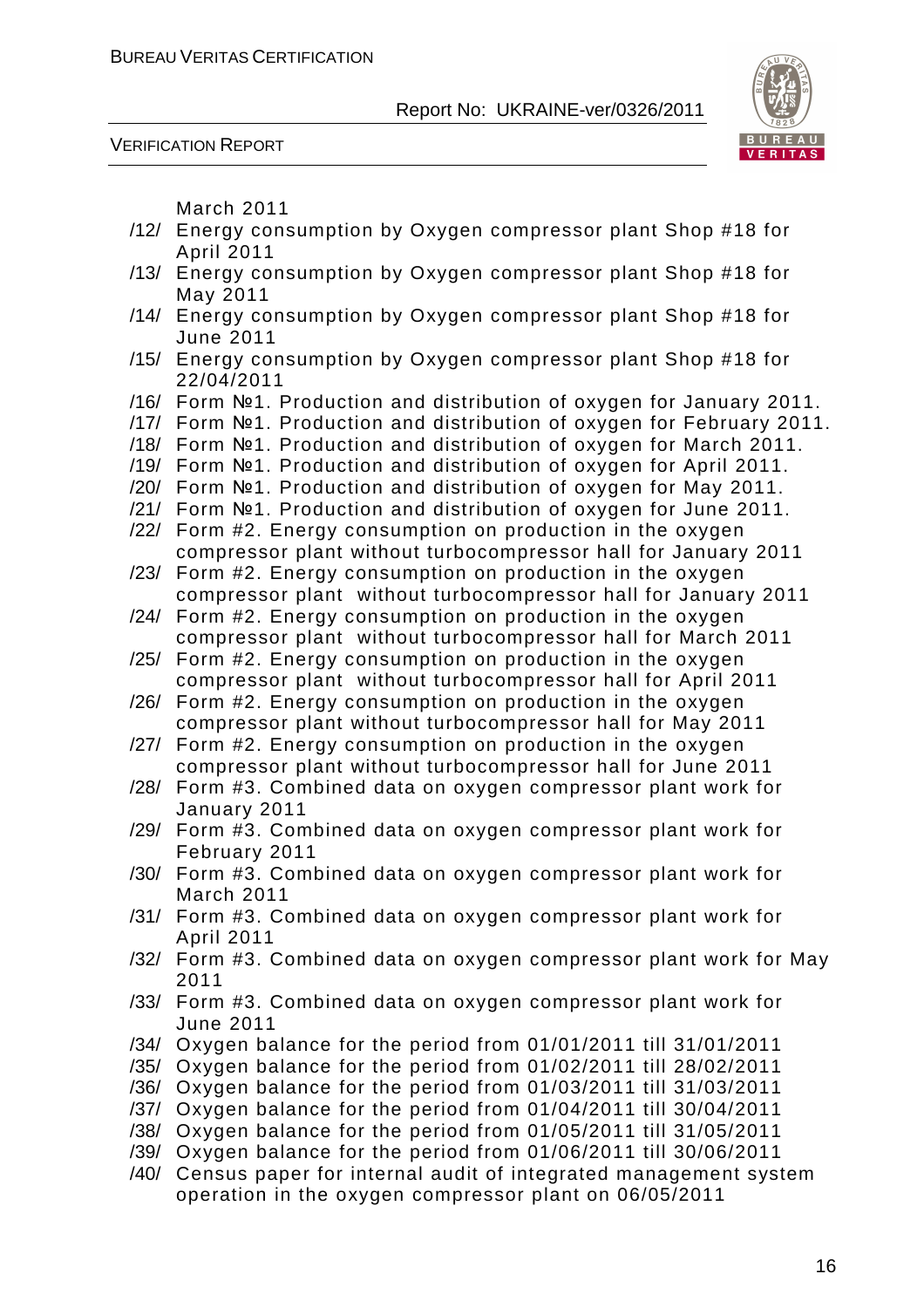March 2011

/12/ Energy consumption by Oxygen compressor plant Shop #18 for April 2011

/13/ Energy consumption by Oxygen compressor plant Shop #18 for May 2011

/14/ Energy consumption by Oxygen compressor plant Shop #18 for June 2011

/15/ Energy consumption by Oxygen compressor plant Shop #18 for 22/04/2011

/16/ Form №1. Production and distribution of oxygen for January 2011.

/17/ Form №1. Production and distribution of oxygen for February 2011.

/18/ Form №1. Production and distribution of oxygen for March 2011.

/19/ Form №1. Production and distribution of oxygen for April 2011.

/20/ Form №1. Production and distribution of oxygen for May 2011.

/21/ Form №1. Production and distribution of oxygen for June 2011.

/22/ Form #2. Energy consumption on production in the oxygen compressor plant without turbocompressor hall for January 2011

/23/ Form #2. Energy consumption on production in the oxygen compressor plant without turbocompressor hall for January 2011

/24/ Form #2. Energy consumption on production in the oxygen compressor plant without turbocompressor hall for March 2011

/25/ Form #2. Energy consumption on production in the oxygen compressor plant without turbocompressor hall for April 2011

/26/ Form #2. Energy consumption on production in the oxygen compressor plant without turbocompressor hall for May 2011

/27/ Form #2. Energy consumption on production in the oxygen compressor plant without turbocompressor hall for June 2011

/28/ Form #3. Combined data on oxygen compressor plant work for January 2011

/29/ Form #3. Combined data on oxygen compressor plant work for February 2011

/30/ Form #3. Combined data on oxygen compressor plant work for March 2011

/31/ Form #3. Combined data on oxygen compressor plant work for April 2011

/32/ Form #3. Combined data on oxygen compressor plant work for May 2011

/33/ Form #3. Combined data on oxygen compressor plant work for June 2011

/34/ Oxygen balance for the period from 01/01/2011 till 31/01/2011

/35/ Oxygen balance for the period from 01/02/2011 till 28/02/2011

/36/ Oxygen balance for the period from 01/03/2011 till 31/03/2011

/37/ Oxygen balance for the period from 01/04/2011 till 30/04/2011

/38/ Oxygen balance for the period from 01/05/2011 till 31/05/2011

/39/ Oxygen balance for the period from 01/06/2011 till 30/06/2011

/40/ Census paper for internal audit of integrated management system operation in the oxygen compressor plant on 06/05/2011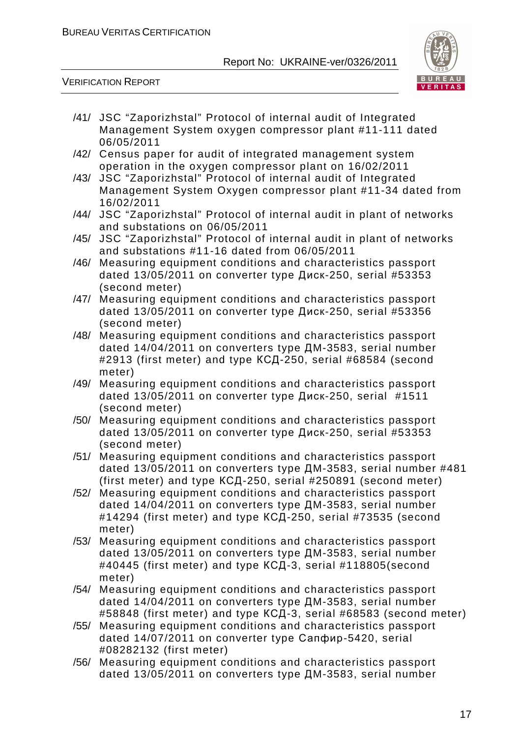/41/ JSC "Zaporizhstal" Protocol of internal audit of Integrated Management System oxygen compressor plant #11-111 dated 06/05/2011

/42/ Census paper for audit of integrated management system operation in the oxygen compressor plant on 16/02/2011

/43/ JSC "Zaporizhstal" Protocol of internal audit of Integrated Management System Oxygen compressor plant #11-34 dated from 16/02/2011

/44/ JSC "Zaporizhstal" Protocol of internal audit in plant of networks and substations on 06/05/2011

/45/ JSC "Zaporizhstal" Protocol of internal audit in plant of networks and substations #11-16 dated from 06/05/2011

/46/ Measuring equipment conditions and characteristics passport dated 13/05/2011 on converter type Диск-250, serial #53353 (second meter)

/47/ Measuring equipment conditions and characteristics passport dated 13/05/2011 on converter type Диск-250, serial #53356 (second meter)

/48/ Measuring equipment conditions and characteristics passport dated 14/04/2011 on converters type ДМ-3583, serial number #2913 (first meter) and type КСД-250, serial #68584 (second meter)

/49/ Measuring equipment conditions and characteristics passport dated 13/05/2011 on converter type Диск-250, serial #1511 (second meter)

/50/ Measuring equipment conditions and characteristics passport dated 13/05/2011 on converter type Диск-250, serial #53353 (second meter)

/51/ Measuring equipment conditions and characteristics passport dated 13/05/2011 on converters type ДМ-3583, serial number #481 (first meter) and type КСД-250, serial #250891 (second meter)

/52/ Measuring equipment conditions and characteristics passport dated 14/04/2011 on converters type ДМ-3583, serial number #14294 (first meter) and type КСД-250, serial #73535 (second meter)

/53/ Measuring equipment conditions and characteristics passport dated 13/05/2011 on converters type ДМ-3583, serial number #40445 (first meter) and type КСД-3, serial #118805(second meter)

/54/ Measuring equipment conditions and characteristics passport dated 14/04/2011 on converters type ДМ-3583, serial number #58848 (first meter) and type КСД-3, serial #68583 (second meter)

/55/ Measuring equipment conditions and characteristics passport dated 14/07/2011 on converter type Сапфир-5420, serial #08282132 (first meter)

/56/ Measuring equipment conditions and characteristics passport dated 13/05/2011 on converters type ДМ-3583, serial number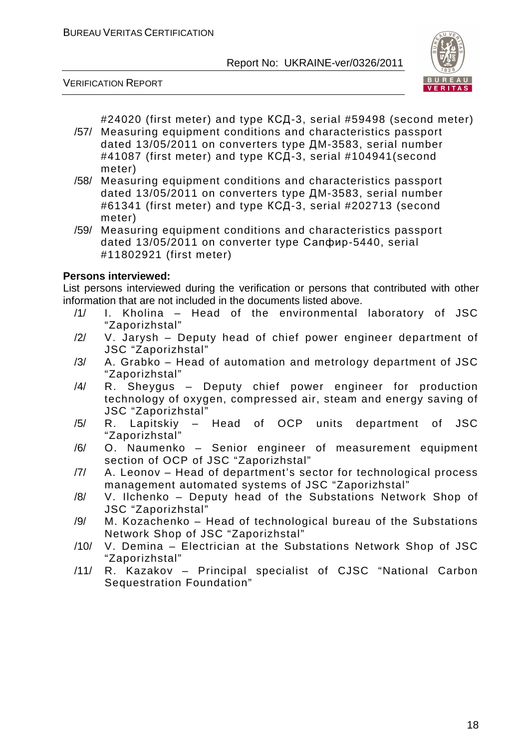#24020 (first meter) and type КСД-3, serial #59498 (second meter)

/57/ Measuring equipment conditions and characteristics passport dated 13/05/2011 on converters type ДМ-3583, serial number #41087 (first meter) and type КСД-3, serial #104941(second meter)

/58/ Measuring equipment conditions and characteristics passport dated 13/05/2011 on converters type ДМ-3583, serial number #61341 (first meter) and type КСД-3, serial #202713 (second meter)

/59/ Measuring equipment conditions and characteristics passport dated 13/05/2011 on converter type Сапфир-5440, serial #11802921 (first meter)

**Persons interviewed:**

List persons interviewed during the verification or persons that contributed with other information that are not included in the documents listed above.

/1/ I. Kholina – Head of the environmental laboratory of JSC "Zaporizhstal"

/2/ V. Jarysh – Deputy head of chief power engineer department of JSC "Zaporizhstal"

/3/ A. Grabko – Head of automation and metrology department of JSC "Zaporizhstal"

/4/ R. Sheygus – Deputy chief power engineer for production technology of oxygen, compressed air, steam and energy saving of JSC "Zaporizhstal"

/5/ R. Lapitskiy – Head of OCP units department of JSC "Zaporizhstal"

/6/ O. Naumenko – Senior engineer of measurement equipment section of OCP of JSC "Zaporizhstal"

/7/ A. Leonov – Head of department's sector for technological process management automated systems of JSC "Zaporizhstal"

/8/ V. Ilchenko – Deputy head of the Substations Network Shop of JSC "Zaporizhstal"

/9/ M. Kozachenko – Head of technological bureau of the Substations Network Shop of JSC "Zaporizhstal"

/10/ V. Demina – Electrician at the Substations Network Shop of JSC "Zaporizhstal"

/11/ R. Kazakov – Principal specialist of CJSC "National Carbon Sequestration Foundation"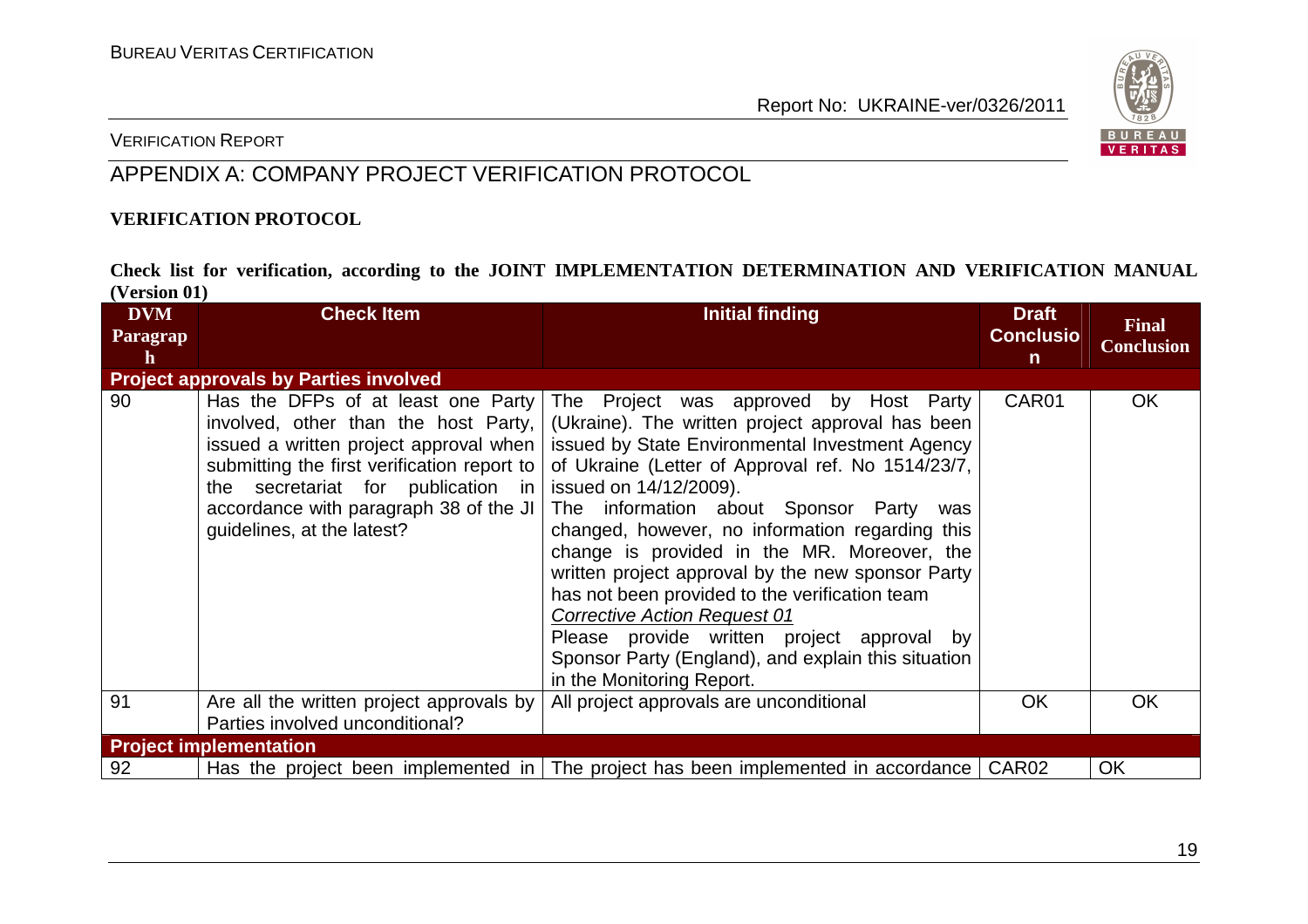## APPENDIX A: COMPANY PROJECT VERIFICATION PROTOCOL

**VERIFICATION PROTOCOL**

**Check list for verification, according to the JOINT IMPLEMENTATION DETERMINATION AND VERIFICATION MANUAL (Version 01)**

| DVM Paragraph | Check Item | Initial finding | Draft Conclusion | Final Conclusion |
|---|---|---|---|---|
| **Project approvals by Parties involved** | | | | |
| 90 | Has the DFPs of at least one Party involved, other than the host Party, issued a written project approval when submitting the first verification report to the secretariat for publication in accordance with paragraph 38 of the JI guidelines, at the latest? | The Project was approved by Host Party (Ukraine). The written project approval has been issued by State Environmental Investment Agency of Ukraine (Letter of Approval ref. No 1514/23/7, issued on 14/12/2009).<br>The information about Sponsor Party was changed, however, no information regarding this change is provided in the MR. Moreover, the written project approval by the new sponsor Party has not been provided to the verification team<br>*Corrective Action Request 01*<br>Please provide written project approval by Sponsor Party (England), and explain this situation in the Monitoring Report. | CAR01 | OK |
| 91 | Are all the written project approvals by Parties involved unconditional? | All project approvals are unconditional | OK | OK |
| **Project implementation** | | | | |
| 92 | Has the project been implemented in | The project has been implemented in accordance | CAR02 | OK |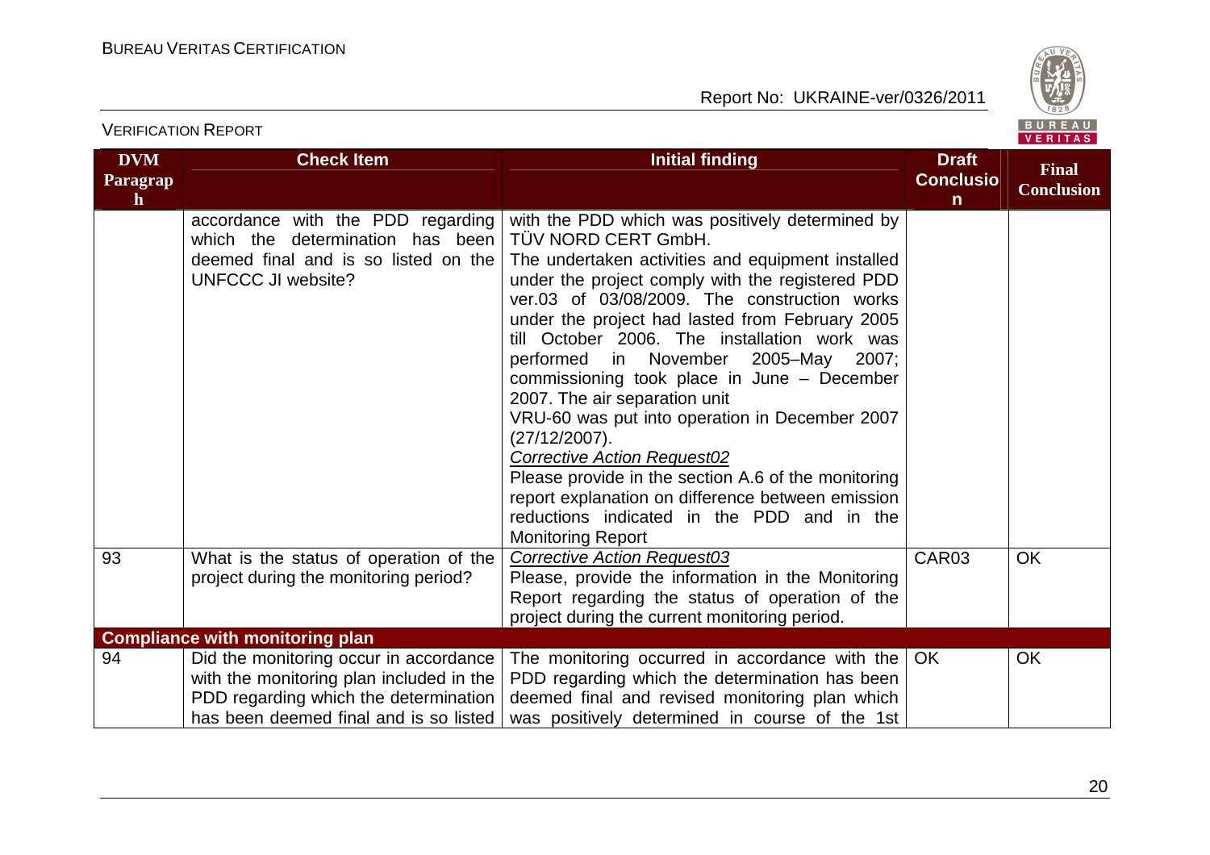| DVM Paragraph | Check Item | Initial finding | Draft Conclusion | Final Conclusion |
|---|---|---|---|---|
| | accordance with the PDD regarding which the determination has been deemed final and is so listed on the UNFCCC JI website? | with the PDD which was positively determined by TÜV NORD CERT GmbH.<br>The undertaken activities and equipment installed under the project comply with the registered PDD ver.03 of 03/08/2009. The construction works under the project had lasted from February 2005 till October 2006. The installation work was performed in November 2005–May 2007; commissioning took place in June – December 2007. The air separation unit VRU-60 was put into operation in December 2007 (27/12/2007).<br>*Corrective Action Request02*<br>Please provide in the section A.6 of the monitoring report explanation on difference between emission reductions indicated in the PDD and in the Monitoring Report | | |
| 93 | What is the status of operation of the project during the monitoring period? | *Corrective Action Request03*<br>Please, provide the information in the Monitoring Report regarding the status of operation of the project during the current monitoring period. | CAR03 | OK |
| **Compliance with monitoring plan** | | | | |
| 94 | Did the monitoring occur in accordance with the monitoring plan included in the PDD regarding which the determination has been deemed final and is so listed | The monitoring occurred in accordance with the PDD regarding which the determination has been deemed final and revised monitoring plan which was positively determined in course of the 1st | OK | OK |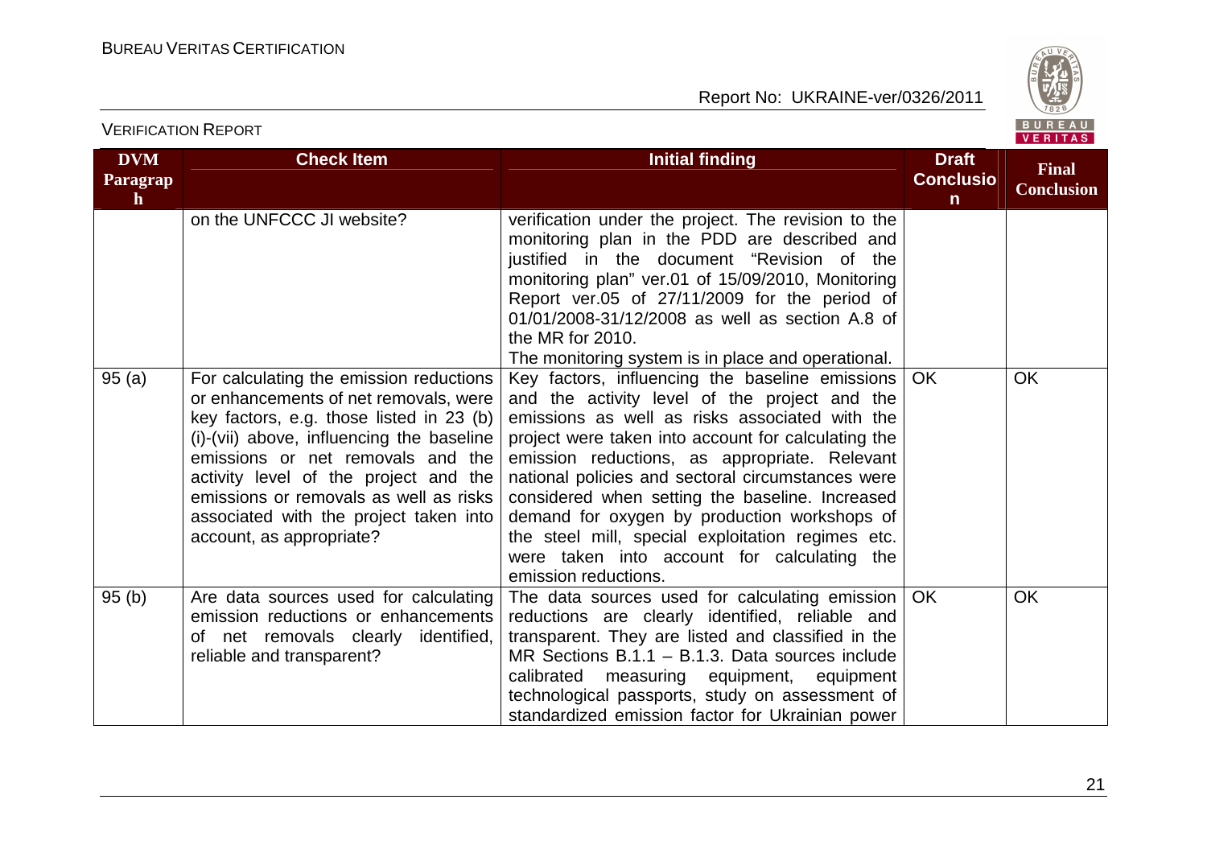| DVM Paragraph | Check Item | Initial finding | Draft Conclusion | Final Conclusion |
|---|---|---|---|---|
| | on the UNFCCC JI website? | verification under the project. The revision to the monitoring plan in the PDD are described and justified in the document "Revision of the monitoring plan" ver.01 of 15/09/2010, Monitoring Report ver.05 of 27/11/2009 for the period of 01/01/2008-31/12/2008 as well as section A.8 of the MR for 2010.<br>The monitoring system is in place and operational. | | |
| 95 (a) | For calculating the emission reductions or enhancements of net removals, were key factors, e.g. those listed in 23 (b) (i)-(vii) above, influencing the baseline emissions or net removals and the activity level of the project and the emissions or removals as well as risks associated with the project taken into account, as appropriate? | Key factors, influencing the baseline emissions and the activity level of the project and the emissions as well as risks associated with the project were taken into account for calculating the emission reductions, as appropriate. Relevant national policies and sectoral circumstances were considered when setting the baseline. Increased demand for oxygen by production workshops of the steel mill, special exploitation regimes etc. were taken into account for calculating the emission reductions. | OK | OK |
| 95 (b) | Are data sources used for calculating emission reductions or enhancements of net removals clearly identified, reliable and transparent? | The data sources used for calculating emission reductions are clearly identified, reliable and transparent. They are listed and classified in the MR Sections B.1.1 – B.1.3. Data sources include calibrated measuring equipment, equipment technological passports, study on assessment of standardized emission factor for Ukrainian power | OK | OK |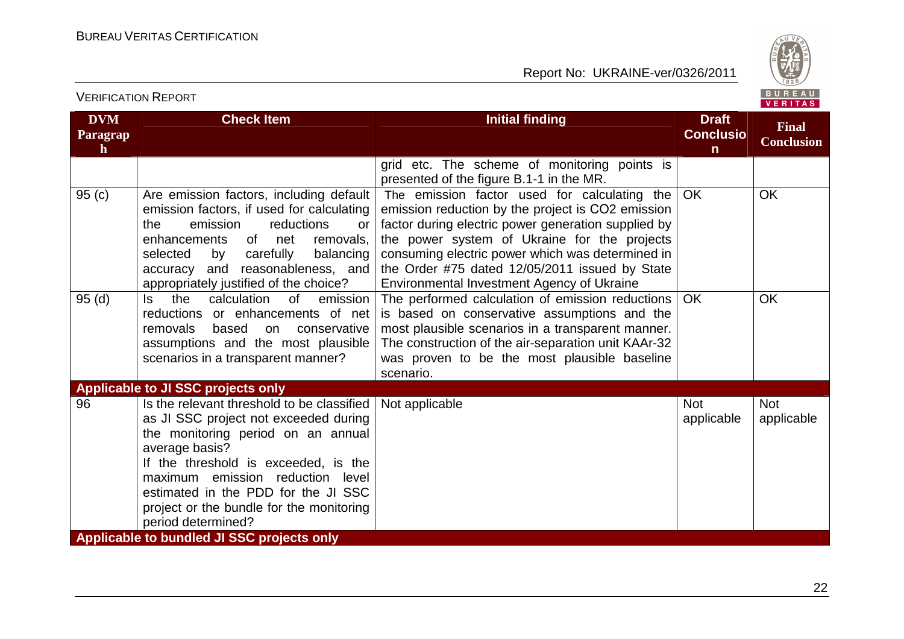| DVM Paragraph | Check Item | Initial finding | Draft Conclusion | Final Conclusion |
|---|---|---|---|---|
| | | grid etc. The scheme of monitoring points is presented of the figure B.1-1 in the MR. | | |
| 95 (c) | Are emission factors, including default emission factors, if used for calculating the emission reductions or enhancements of net removals, selected by carefully balancing accuracy and reasonableness, and appropriately justified of the choice? | The emission factor used for calculating the emission reduction by the project is $CO_2$ emission factor during electric power generation supplied by the power system of Ukraine for the projects consuming electric power which was determined in the Order #75 dated 12/05/2011 issued by State Environmental Investment Agency of Ukraine | OK | OK |
| 95 (d) | Is the calculation of emission reductions or enhancements of net removals based on conservative assumptions and the most plausible scenarios in a transparent manner? | The performed calculation of emission reductions is based on conservative assumptions and the most plausible scenarios in a transparent manner. The construction of the air-separation unit KAAr-32 was proven to be the most plausible baseline scenario. | OK | OK |
| **Applicable to JI SSC projects only** | | | | |
| 96 | Is the relevant threshold to be classified as JI SSC project not exceeded during the monitoring period on an annual average basis?<br>If the threshold is exceeded, is the maximum emission reduction level estimated in the PDD for the JI SSC project or the bundle for the monitoring period determined? | Not applicable | Not applicable | Not applicable |
| **Applicable to bundled JI SSC projects only** | | | | |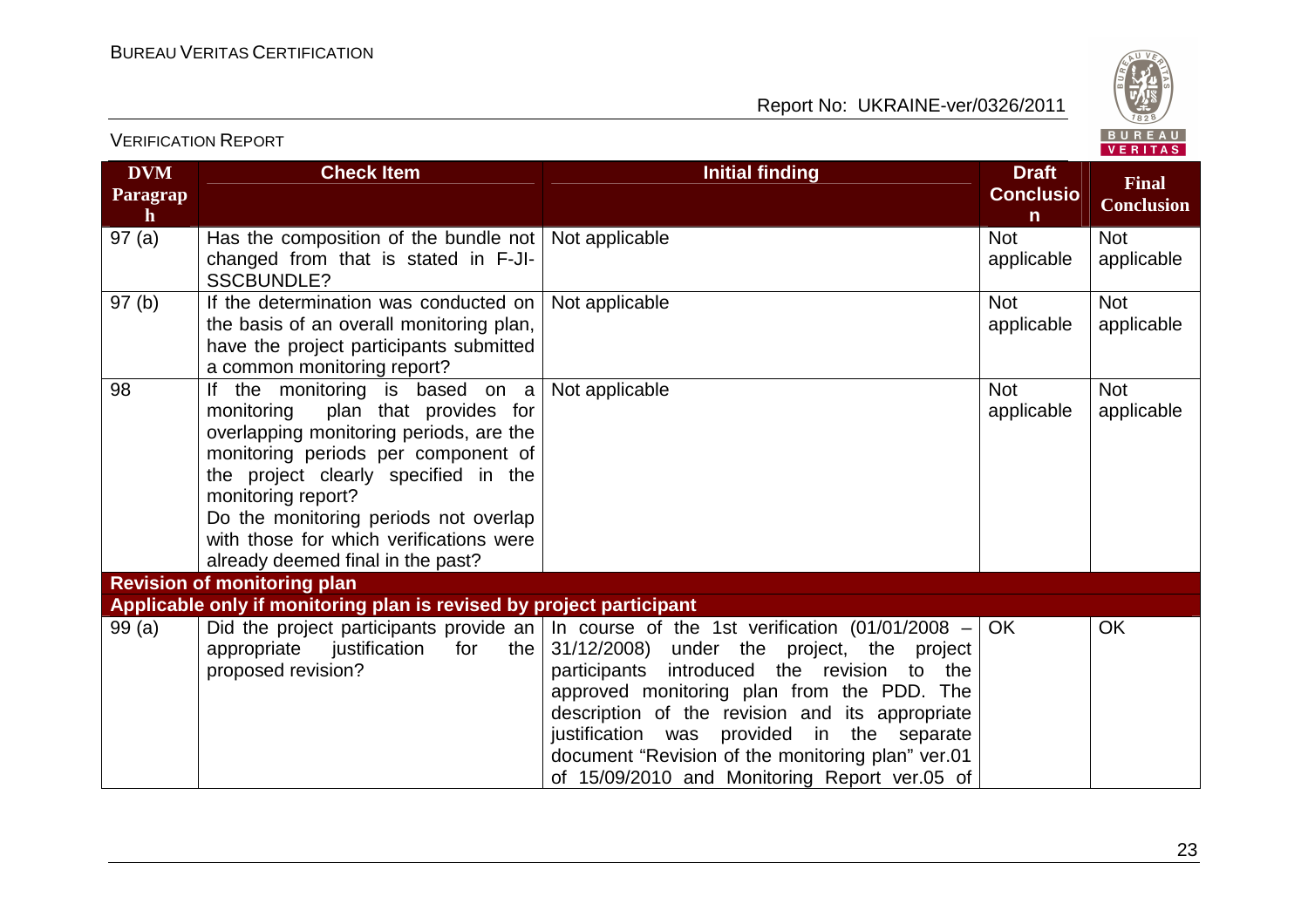| DVM Paragraph | Check Item | Initial finding | Draft Conclusion | Final Conclusion |
|---|---|---|---|---|
| 97 (a) | Has the composition of the bundle not changed from that is stated in F-JI-SSCBUNDLE? | Not applicable | Not applicable | Not applicable |
| 97 (b) | If the determination was conducted on the basis of an overall monitoring plan, have the project participants submitted a common monitoring report? | Not applicable | Not applicable | Not applicable |
| 98 | If the monitoring is based on a monitoring plan that provides for overlapping monitoring periods, are the monitoring periods per component of the project clearly specified in the monitoring report? Do the monitoring periods not overlap with those for which verifications were already deemed final in the past? | Not applicable | Not applicable | Not applicable |
| **Revision of monitoring plan** | | | | |
| **Applicable only if monitoring plan is revised by project participant** | | | | |
| 99 (a) | Did the project participants provide an appropriate justification for the proposed revision? | In course of the 1st verification (01/01/2008 – 31/12/2008) under the project, the project participants introduced the revision to the approved monitoring plan from the PDD. The description of the revision and its appropriate justification was provided in the separate document "Revision of the monitoring plan" ver.01 of 15/09/2010 and Monitoring Report ver.05 of | OK | OK |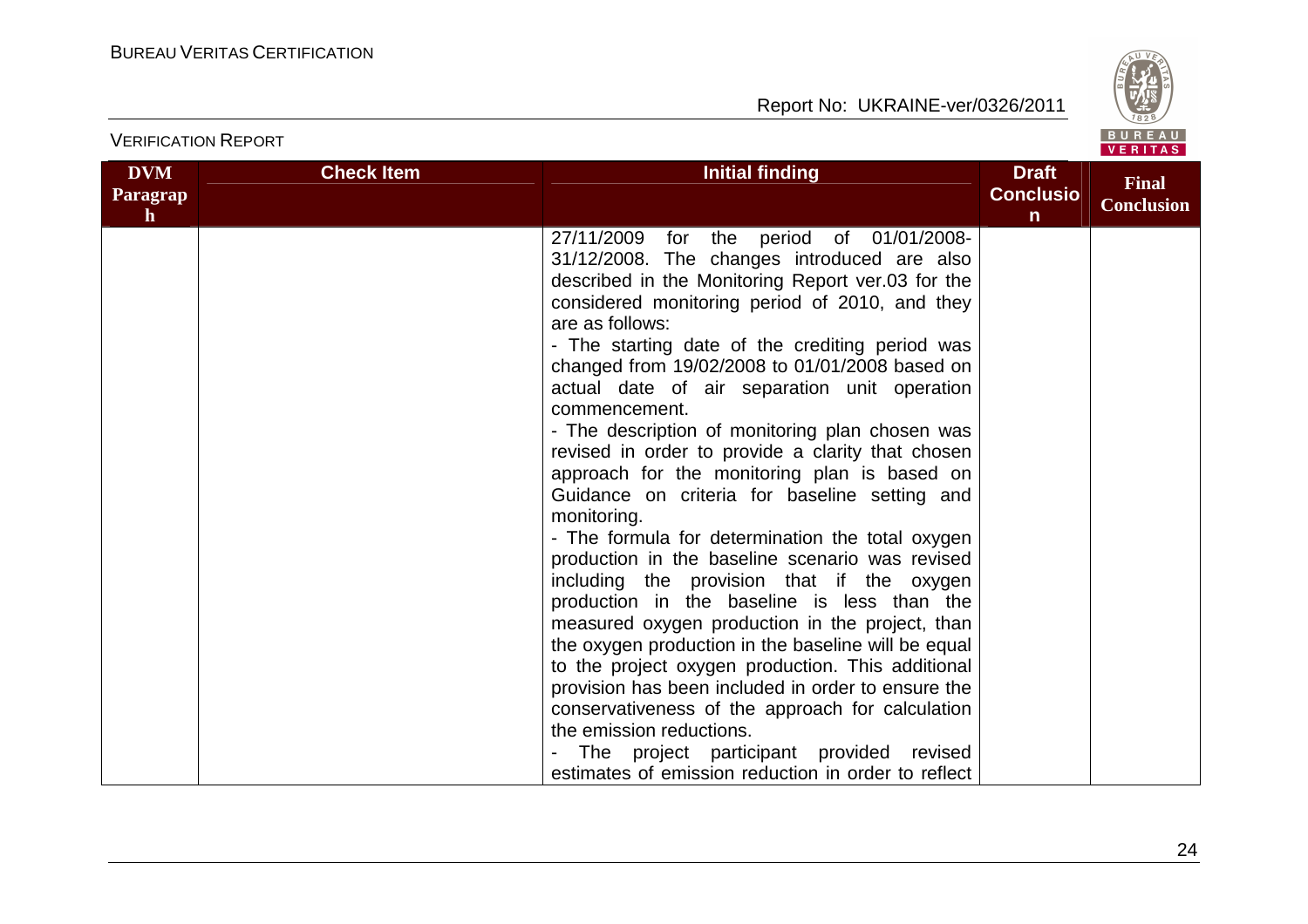| DVM Paragraph | Check Item | Initial finding | Draft Conclusion | Final Conclusion |
|---|---|---|---|---|
| | | 27/11/2009 for the period of 01/01/2008-31/12/2008. The changes introduced are also described in the Monitoring Report ver.03 for the considered monitoring period of 2010, and they are as follows:<br>- The starting date of the crediting period was changed from 19/02/2008 to 01/01/2008 based on actual date of air separation unit operation commencement.<br>- The description of monitoring plan chosen was revised in order to provide a clarity that chosen approach for the monitoring plan is based on Guidance on criteria for baseline setting and monitoring.<br>- The formula for determination the total oxygen production in the baseline scenario was revised including the provision that if the oxygen production in the baseline is less than the measured oxygen production in the project, than the oxygen production in the baseline will be equal to the project oxygen production. This additional provision has been included in order to ensure the conservativeness of the approach for calculation the emission reductions.<br>- The project participant provided revised estimates of emission reduction in order to reflect | | |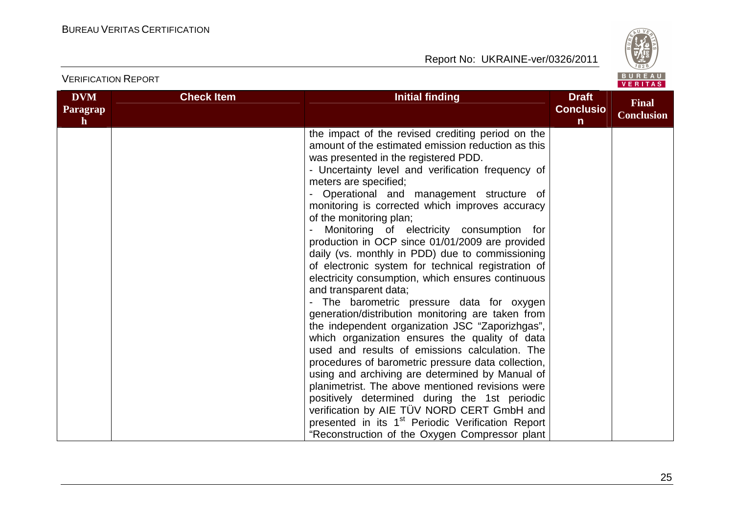| DVM Paragraph | Check Item | Initial finding | Draft Conclusion | Final Conclusion |
|---|---|---|---|---|
| | | the impact of the revised crediting period on the amount of the estimated emission reduction as this was presented in the registered PDD.<br>- Uncertainty level and verification frequency of meters are specified;<br>- Operational and management structure of monitoring is corrected which improves accuracy of the monitoring plan;<br>- Monitoring of electricity consumption for production in OCP since 01/01/2009 are provided daily (vs. monthly in PDD) due to commissioning of electronic system for technical registration of electricity consumption, which ensures continuous and transparent data;<br>- The barometric pressure data for oxygen generation/distribution monitoring are taken from the independent organization JSC "Zaporizhgas", which organization ensures the quality of data used and results of emissions calculation. The procedures of barometric pressure data collection, using and archiving are determined by Manual of planimetrist. The above mentioned revisions were positively determined during the 1st periodic verification by AIE TÜV NORD CERT GmbH and presented in its 1st Periodic Verification Report "Reconstruction of the Oxygen Compressor plant | | |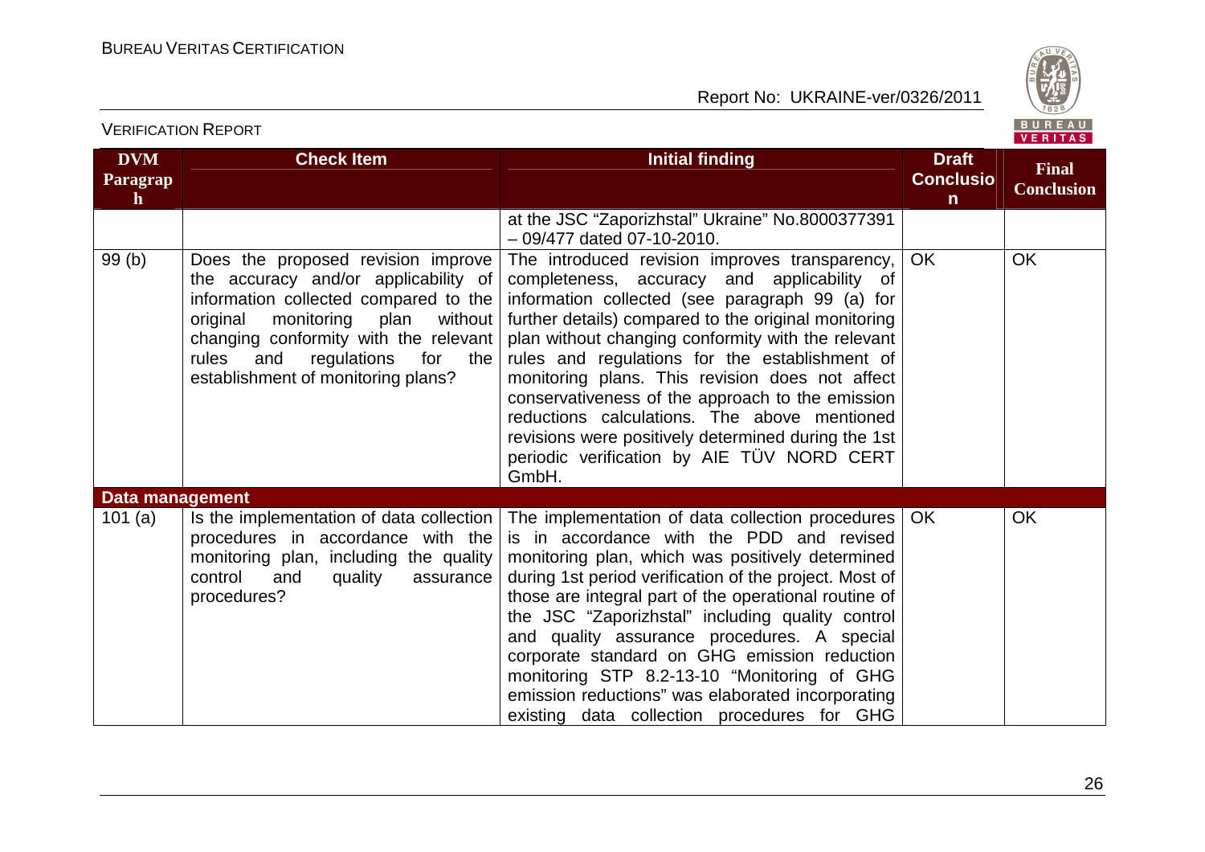| DVM Paragraph | Check Item | Initial finding | Draft Conclusion | Final Conclusion |
|---|---|---|---|---|
| | | at the JSC "Zaporizhstal" Ukraine" No.8000377391 – 09/477 dated 07-10-2010. | | |
| 99 (b) | Does the proposed revision improve the accuracy and/or applicability of information collected compared to the original monitoring plan without changing conformity with the relevant rules and regulations for the establishment of monitoring plans? | The introduced revision improves transparency, completeness, accuracy and applicability of information collected (see paragraph 99 (a) for further details) compared to the original monitoring plan without changing conformity with the relevant rules and regulations for the establishment of monitoring plans. This revision does not affect conservativeness of the approach to the emission reductions calculations. The above mentioned revisions were positively determined during the 1st periodic verification by AIE TÜV NORD CERT GmbH. | OK | OK |
| **Data management** | | | | |
| 101 (a) | Is the implementation of data collection procedures in accordance with the monitoring plan, including the quality control and quality assurance procedures? | The implementation of data collection procedures is in accordance with the PDD and revised monitoring plan, which was positively determined during 1st period verification of the project. Most of those are integral part of the operational routine of the JSC "Zaporizhstal" including quality control and quality assurance procedures. A special corporate standard on GHG emission reduction monitoring STP 8.2-13-10 "Monitoring of GHG emission reductions" was elaborated incorporating existing data collection procedures for GHG | OK | OK |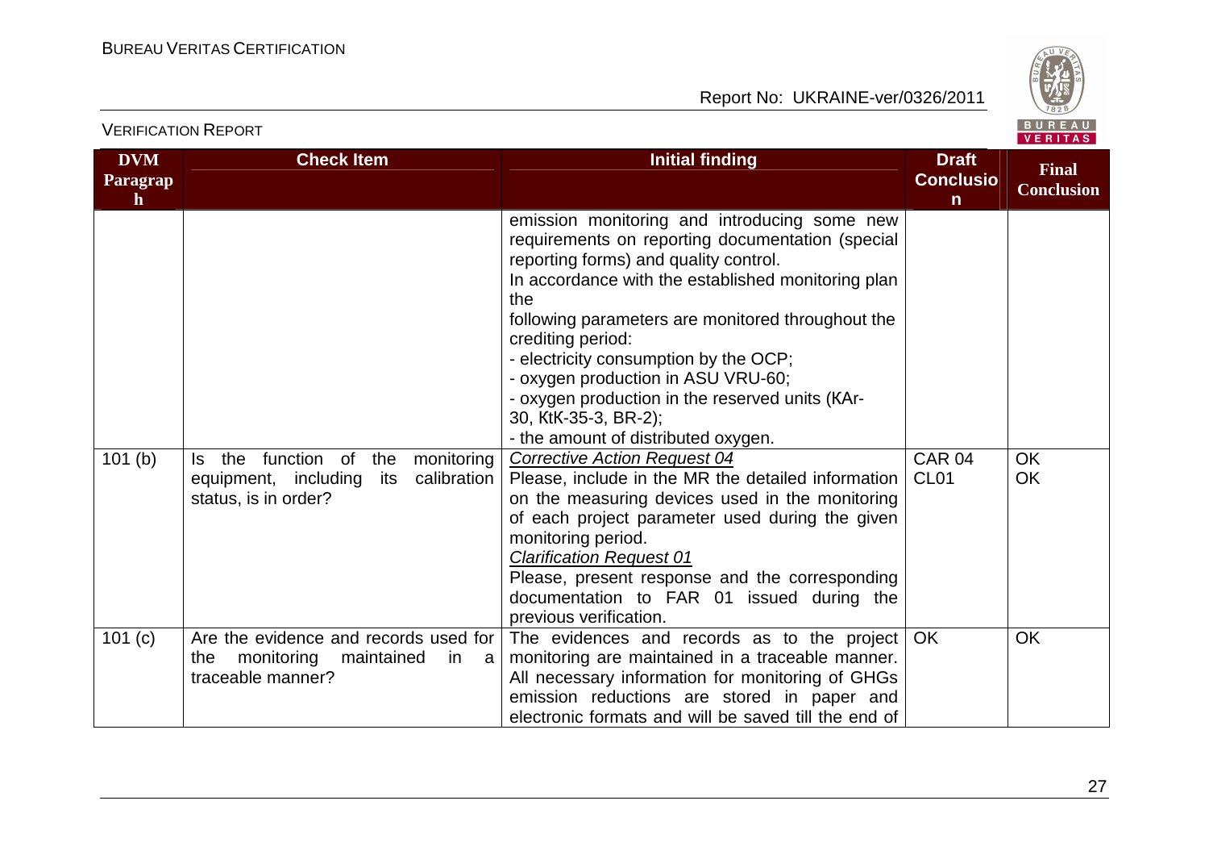| DVM Paragraph | Check Item | Initial finding | Draft Conclusion | Final Conclusion |
|---|---|---|---|---|
| | | emission monitoring and introducing some new requirements on reporting documentation (special reporting forms) and quality control.<br>In accordance with the established monitoring plan the<br>following parameters are monitored throughout the crediting period:<br>- electricity consumption by the OCP;<br>- oxygen production in ASU VRU-60;<br>- oxygen production in the reserved units (KAr-30, KtK-35-3, BR-2);<br>- the amount of distributed oxygen. | | |
| 101 (b) | Is the function of the monitoring equipment, including its calibration status, is in order? | *Corrective Action Request 04*<br>Please, include in the MR the detailed information on the measuring devices used in the monitoring of each project parameter used during the given monitoring period.<br>*Clarification Request 01*<br>Please, present response and the corresponding documentation to FAR 01 issued during the previous verification. | CAR 04<br>CL01 | OK<br>OK |
| 101 (c) | Are the evidence and records used for the monitoring maintained in a traceable manner? | The evidences and records as to the project monitoring are maintained in a traceable manner. All necessary information for monitoring of GHGs emission reductions are stored in paper and electronic formats and will be saved till the end of | OK | OK |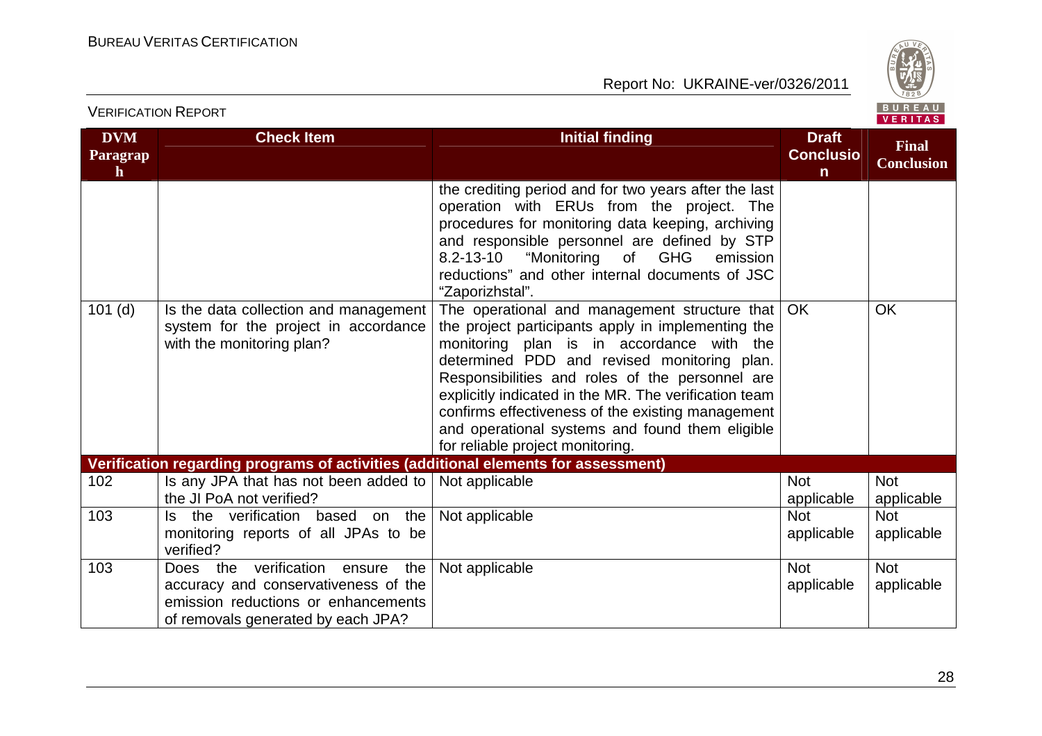| DVM Paragraph | Check Item | Initial finding | Draft Conclusion | Final Conclusion |
|---|---|---|---|---|
| | | the crediting period and for two years after the last operation with ERUs from the project. The procedures for monitoring data keeping, archiving and responsible personnel are defined by STP 8.2-13-10 "Monitoring of GHG emission reductions" and other internal documents of JSC "Zaporizhstal". | | |
| 101 (d) | Is the data collection and management system for the project in accordance with the monitoring plan? | The operational and management structure that the project participants apply in implementing the monitoring plan is in accordance with the determined PDD and revised monitoring plan. Responsibilities and roles of the personnel are explicitly indicated in the MR. The verification team confirms effectiveness of the existing management and operational systems and found them eligible for reliable project monitoring. | OK | OK |
| **Verification regarding programs of activities (additional elements for assessment)** | | | | |
| 102 | Is any JPA that has not been added to the JI PoA not verified? | Not applicable | Not applicable | Not applicable |
| 103 | Is the verification based on the monitoring reports of all JPAs to be verified? | Not applicable | Not applicable | Not applicable |
| 103 | Does the verification ensure the accuracy and conservativeness of the emission reductions or enhancements of removals generated by each JPA? | Not applicable | Not applicable | Not applicable |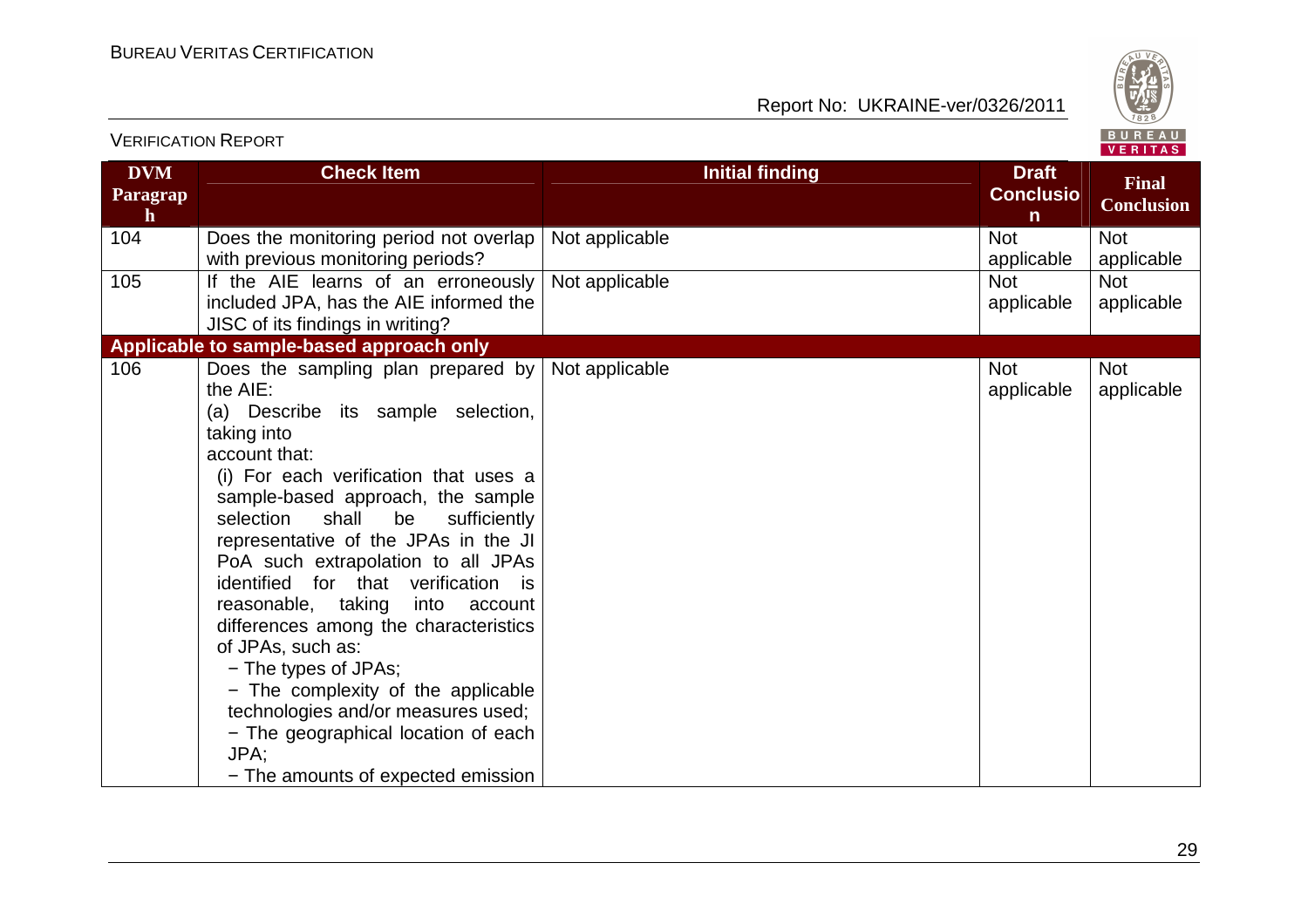| DVM Paragraph | Check Item | Initial finding | Draft Conclusion | Final Conclusion |
|---|---|---|---|---|
| 104 | Does the monitoring period not overlap with previous monitoring periods? | Not applicable | Not applicable | Not applicable |
| 105 | If the AIE learns of an erroneously included JPA, has the AIE informed the JISC of its findings in writing? | Not applicable | Not applicable | Not applicable |
| **Applicable to sample-based approach only** | | | | |
| 106 | Does the sampling plan prepared by the AIE:<br>(a) Describe its sample selection, taking into account that:<br>(i) For each verification that uses a sample-based approach, the sample selection shall be sufficiently representative of the JPAs in the JI PoA such extrapolation to all JPAs identified for that verification is reasonable, taking into account differences among the characteristics of JPAs, such as:<br>− The types of JPAs;<br>− The complexity of the applicable technologies and/or measures used;<br>− The geographical location of each JPA;<br>− The amounts of expected emission | Not applicable | Not applicable | Not applicable |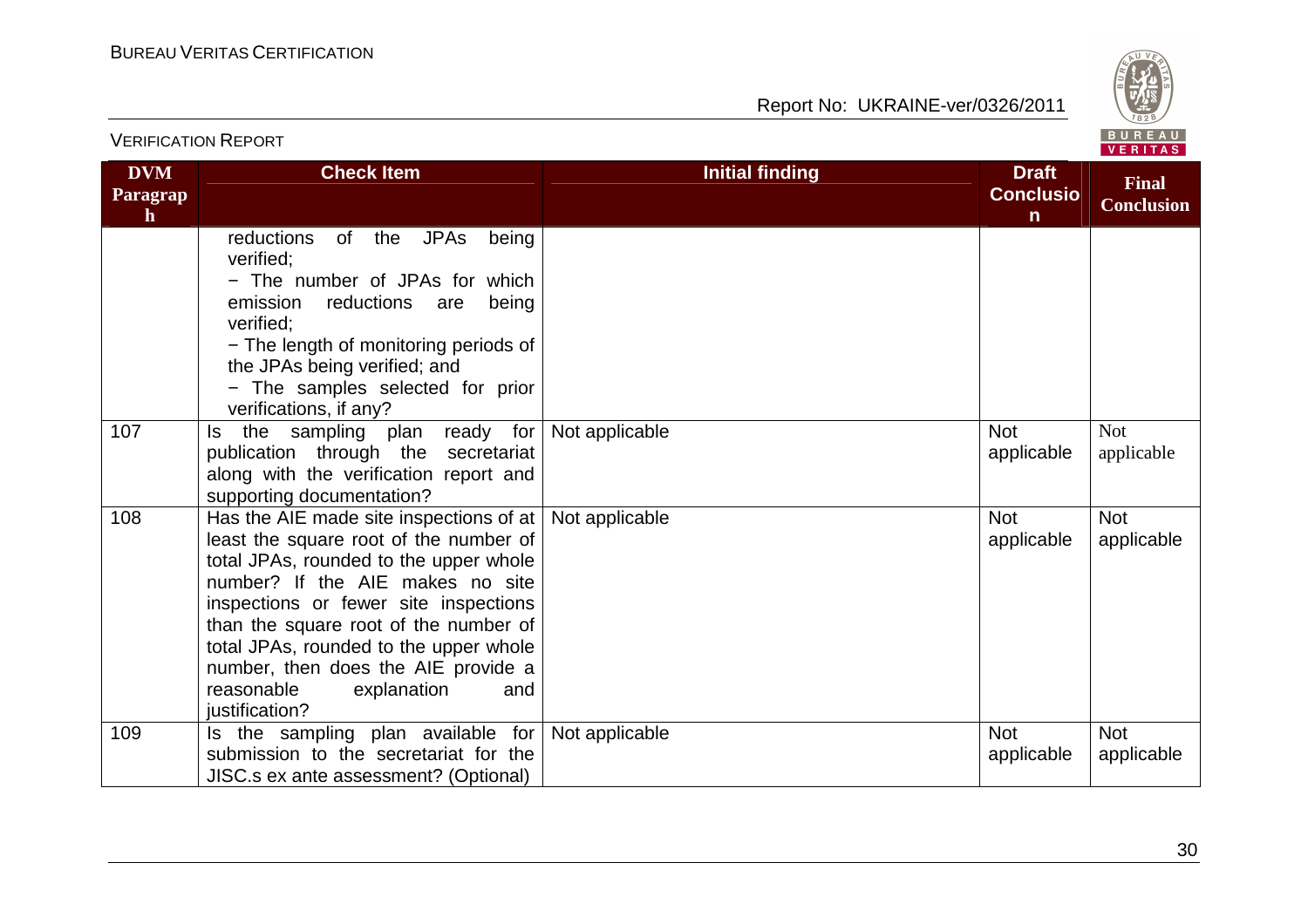| DVM Paragraph | Check Item | Initial finding | Draft Conclusion | Final Conclusion |
|---|---|---|---|---|
| | reductions of the JPAs being verified;<br>− The number of JPAs for which emission reductions are being verified;<br>− The length of monitoring periods of the JPAs being verified; and<br>− The samples selected for prior verifications, if any? | | | |
| 107 | Is the sampling plan ready for publication through the secretariat along with the verification report and supporting documentation? | Not applicable | Not applicable | Not applicable |
| 108 | Has the AIE made site inspections of at least the square root of the number of total JPAs, rounded to the upper whole number? If the AIE makes no site inspections or fewer site inspections than the square root of the number of total JPAs, rounded to the upper whole number, then does the AIE provide a reasonable explanation and justification? | Not applicable | Not applicable | Not applicable |
| 109 | Is the sampling plan available for submission to the secretariat for the JISC.s ex ante assessment? (Optional) | Not applicable | Not applicable | Not applicable |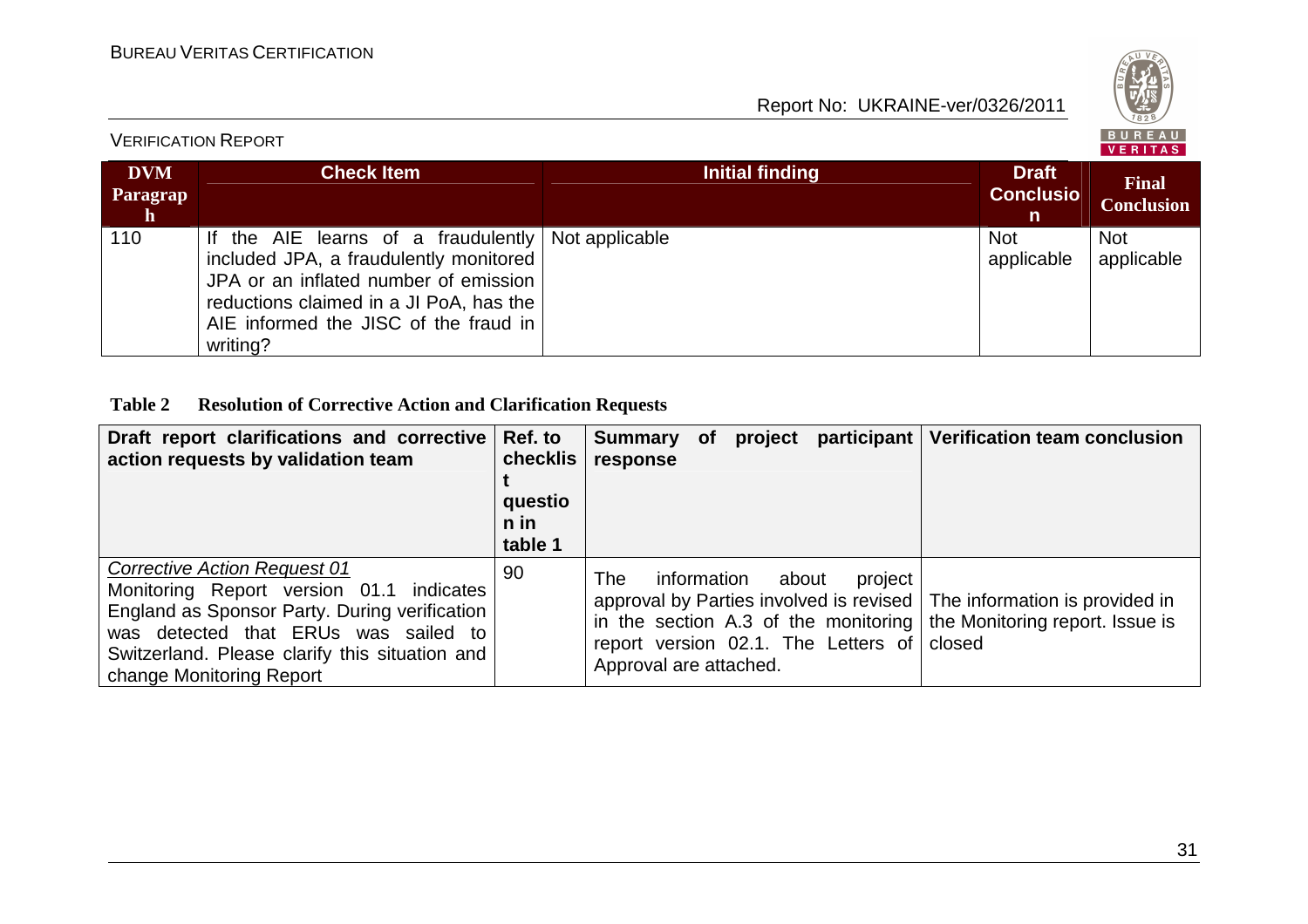| DVM Paragraph | Check Item | Initial finding | Draft Conclusion | Final Conclusion |
|---|---|---|---|---|
| 110 | If the AIE learns of a fraudulently included JPA, a fraudulently monitored JPA or an inflated number of emission reductions claimed in a JI PoA, has the AIE informed the JISC of the fraud in writing? | Not applicable | Not applicable | Not applicable |

**Table 2 Resolution of Corrective Action and Clarification Requests**

| Draft report clarifications and corrective action requests by validation team | Ref. to checklist question in table 1 | Summary of project participant response | Verification team conclusion |
|---|---|---|---|
| *Corrective Action Request 01*<br>Monitoring Report version 01.1 indicates England as Sponsor Party. During verification was detected that ERUs was sailed to Switzerland. Please clarify this situation and change Monitoring Report | 90 | The information about project approval by Parties involved is revised in the section A.3 of the monitoring report version 02.1. The Letters of Approval are attached. | The information is provided in the Monitoring report. Issue is closed |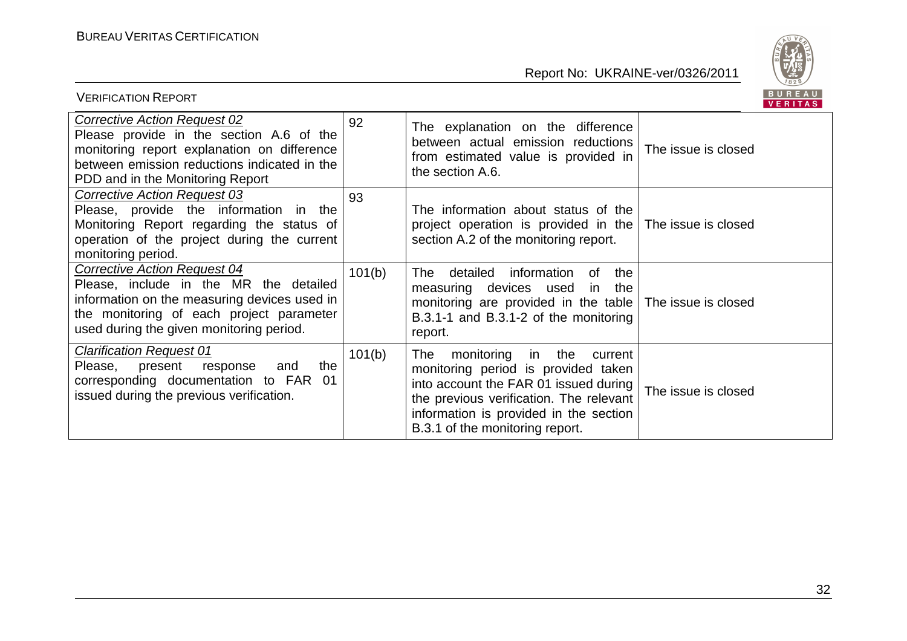| | | | |
|---|---|---|---|
| *Corrective Action Request 02* Please provide in the section A.6 of the monitoring report explanation on difference between emission reductions indicated in the PDD and in the Monitoring Report | 92 | The explanation on the difference between actual emission reductions from estimated value is provided in the section A.6. | The issue is closed |
| *Corrective Action Request 03* Please, provide the information in the Monitoring Report regarding the status of operation of the project during the current monitoring period. | 93 | The information about status of the project operation is provided in the section A.2 of the monitoring report. | The issue is closed |
| *Corrective Action Request 04* Please, include in the MR the detailed information on the measuring devices used in the monitoring of each project parameter used during the given monitoring period. | 101(b) | The detailed information of the measuring devices used in the monitoring are provided in the table B.3.1-1 and B.3.1-2 of the monitoring report. | The issue is closed |
| *Clarification Request 01* Please, present response and the corresponding documentation to FAR 01 issued during the previous verification. | 101(b) | The monitoring in the current monitoring period is provided taken into account the FAR 01 issued during the previous verification. The relevant information is provided in the section B.3.1 of the monitoring report. | The issue is closed |